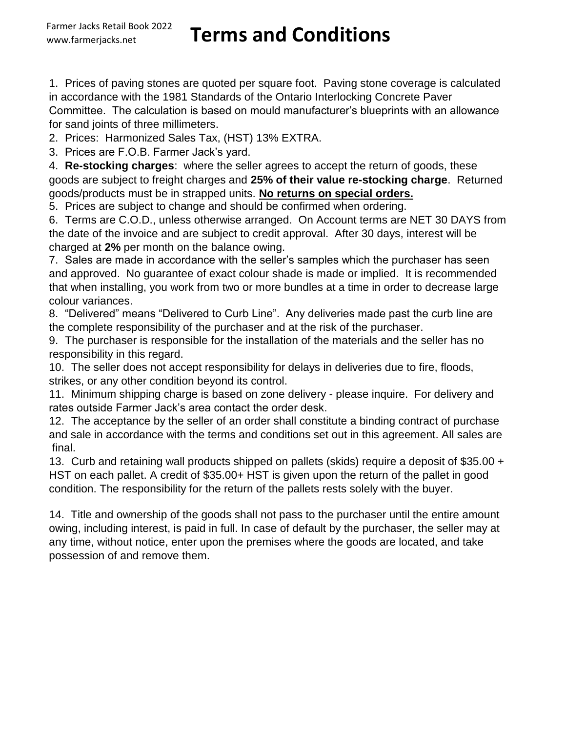# Terms and Conditions

1. Prices of paving stones are quoted per square foot. Paving stone coverage is calculated in accordance with the 1981 Standards of the Ontario Interlocking Concrete Paver Committee. The calculation is based on mould manufacturer's blueprints with an allowance for sand joints of three millimeters.
2. Prices: Harmonized Sales Tax, (HST) 13% EXTRA.
3. Prices are F.O.B. Farmer Jack's yard.
4. **Re-stocking charges**: where the seller agrees to accept the return of goods, these goods are subject to freight charges and **25% of their value re-stocking charge**. Returned goods/products must be in strapped units. **No returns on special orders.**
5. Prices are subject to change and should be confirmed when ordering.
6. Terms are C.O.D., unless otherwise arranged. On Account terms are NET 30 DAYS from the date of the invoice and are subject to credit approval. After 30 days, interest will be charged at **2%** per month on the balance owing.
7. Sales are made in accordance with the seller's samples which the purchaser has seen and approved. No guarantee of exact colour shade is made or implied. It is recommended that when installing, you work from two or more bundles at a time in order to decrease large colour variances.
8. "Delivered" means "Delivered to Curb Line". Any deliveries made past the curb line are the complete responsibility of the purchaser and at the risk of the purchaser.
9. The purchaser is responsible for the installation of the materials and the seller has no responsibility in this regard.
10. The seller does not accept responsibility for delays in deliveries due to fire, floods, strikes, or any other condition beyond its control.
11. Minimum shipping charge is based on zone delivery - please inquire. For delivery and rates outside Farmer Jack's area contact the order desk.
12. The acceptance by the seller of an order shall constitute a binding contract of purchase and sale in accordance with the terms and conditions set out in this agreement. All sales are final.
13. Curb and retaining wall products shipped on pallets (skids) require a deposit of $35.00 + HST on each pallet. A credit of $35.00+ HST is given upon the return of the pallet in good condition. The responsibility for the return of the pallets rests solely with the buyer.
14. Title and ownership of the goods shall not pass to the purchaser until the entire amount owing, including interest, is paid in full. In case of default by the purchaser, the seller may at any time, without notice, enter upon the premises where the goods are located, and take possession of and remove them.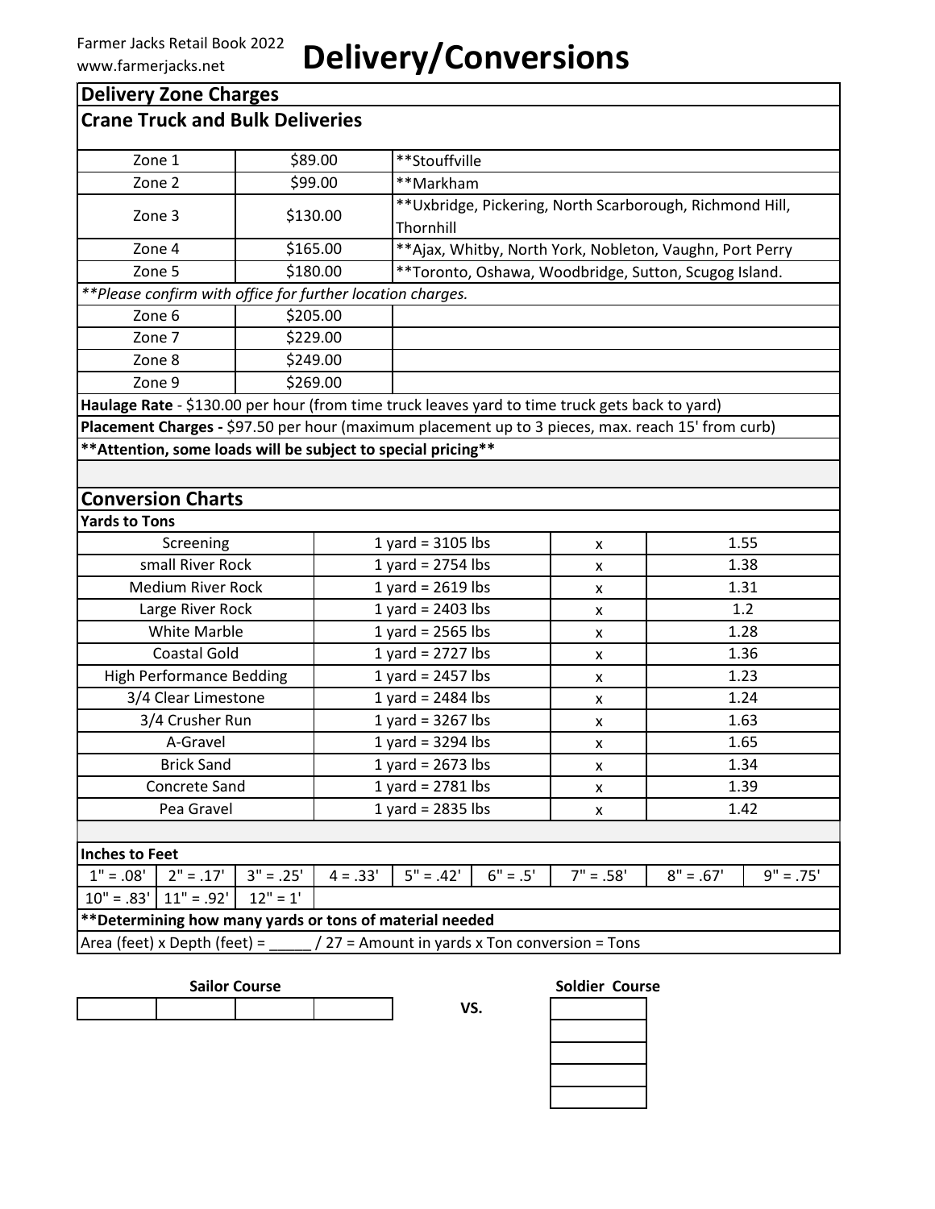Farmer Jacks Retail Book 2022
www.farmerjacks.net

# Delivery/Conversions

## Delivery Zone Charges

### Crane Truck and Bulk Deliveries

| Zone | Charge | Locations |
|---|---|---|
| Zone 1 | $89.00 | **Stouffville |
| Zone 2 | $99.00 | **Markham |
| Zone 3 | $130.00 | **Uxbridge, Pickering, North Scarborough, Richmond Hill, Thornhill |
| Zone 4 | $165.00 | **Ajax, Whitby, North York, Nobleton, Vaughn, Port Perry |
| Zone 5 | $180.00 | **Toronto, Oshawa, Woodbridge, Sutton, Scugog Island. |

*\*\*Please confirm with office for further location charges.*

| Zone | Charge | |
|---|---|---|
| Zone 6 | $205.00 | |
| Zone 7 | $229.00 | |
| Zone 8 | $249.00 | |
| Zone 9 | $269.00 | |

**Haulage Rate** - $130.00 per hour (from time truck leaves yard to time truck gets back to yard)

**Placement Charges -** $97.50 per hour (maximum placement up to 3 pieces, max. reach 15' from curb)

**\*\*Attention, some loads will be subject to special pricing\*\***

## Conversion Charts

### Yards to Tons

| Material | Weight | | Conversion |
|---|---|---|---|
| Screening | 1 yard = 3105 lbs | x | 1.55 |
| small River Rock | 1 yard = 2754 lbs | x | 1.38 |
| Medium River Rock | 1 yard = 2619 lbs | x | 1.31 |
| Large River Rock | 1 yard = 2403 lbs | x | 1.2 |
| White Marble | 1 yard = 2565 lbs | x | 1.28 |
| Coastal Gold | 1 yard = 2727 lbs | x | 1.36 |
| High Performance Bedding | 1 yard = 2457 lbs | x | 1.23 |
| 3/4 Clear Limestone | 1 yard = 2484 lbs | x | 1.24 |
| 3/4 Crusher Run | 1 yard = 3267 lbs | x | 1.63 |
| A-Gravel | 1 yard = 3294 lbs | x | 1.65 |
| Brick Sand | 1 yard = 2673 lbs | x | 1.34 |
| Concrete Sand | 1 yard = 2781 lbs | x | 1.39 |
| Pea Gravel | 1 yard = 2835 lbs | x | 1.42 |

### Inches to Feet

| | | | | | | | | |
|---|---|---|---|---|---|---|---|---|
| 1" = .08' | 2" = .17' | 3" = .25' | 4 = .33' | 5" = .42' | 6" = .5' | 7" = .58' | 8" = .67' | 9" = .75' |
| 10" = .83' | 11" = .92' | 12" = 1' | | | | | | |

**\*\*Determining how many yards or tons of material needed**

Area (feet) x Depth (feet) = _____ / 27 = Amount in yards x Ton conversion = Tons

**Sailor Course** VS. **Soldier Course**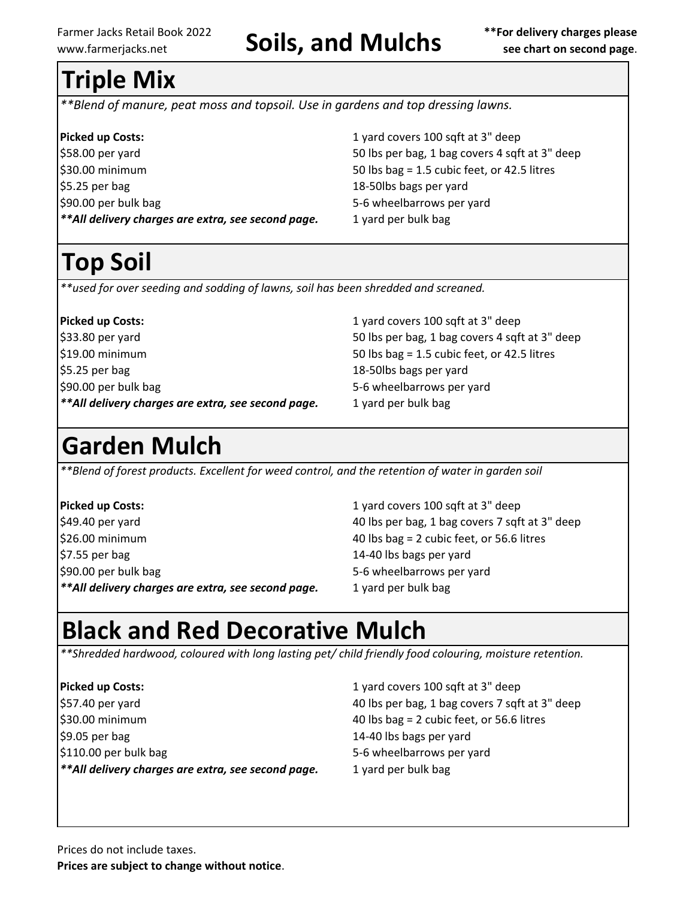# Soils, and Mulchs

**For delivery charges please see chart on second page.

## Triple Mix

*Blend of manure, peat moss and topsoil. Use in gardens and top dressing lawns.*

| **Picked up Costs:** | 1 yard covers 100 sqft at 3" deep |
|---|---|
| $58.00 per yard | 50 lbs per bag, 1 bag covers 4 sqft at 3" deep |
| $30.00 minimum | 50 lbs bag = 1.5 cubic feet, or 42.5 litres |
| $5.25 per bag | 18-50lbs bags per yard |
| $90.00 per bulk bag | 5-6 wheelbarrows per yard |
| ***All delivery charges are extra, see second page.*** | 1 yard per bulk bag |

## Top Soil

*used for over seeding and sodding of lawns, soil has been shredded and screaned.*

| **Picked up Costs:** | 1 yard covers 100 sqft at 3" deep |
|---|---|
| $33.80 per yard | 50 lbs per bag, 1 bag covers 4 sqft at 3" deep |
| $19.00 minimum | 50 lbs bag = 1.5 cubic feet, or 42.5 litres |
| $5.25 per bag | 18-50lbs bags per yard |
| $90.00 per bulk bag | 5-6 wheelbarrows per yard |
| ***All delivery charges are extra, see second page.*** | 1 yard per bulk bag |

## Garden Mulch

*Blend of forest products. Excellent for weed control, and the retention of water in garden soil*

| **Picked up Costs:** | 1 yard covers 100 sqft at 3" deep |
|---|---|
| $49.40 per yard | 40 lbs per bag, 1 bag covers 7 sqft at 3" deep |
| $26.00 minimum | 40 lbs bag = 2 cubic feet, or 56.6 litres |
| $7.55 per bag | 14-40 lbs bags per yard |
| $90.00 per bulk bag | 5-6 wheelbarrows per yard |
| ***All delivery charges are extra, see second page.*** | 1 yard per bulk bag |

## Black and Red Decorative Mulch

*Shredded hardwood, coloured with long lasting pet/ child friendly food colouring, moisture retention.*

| **Picked up Costs:** | 1 yard covers 100 sqft at 3" deep |
|---|---|
| $57.40 per yard | 40 lbs per bag, 1 bag covers 7 sqft at 3" deep |
| $30.00 minimum | 40 lbs bag = 2 cubic feet, or 56.6 litres |
| $9.05 per bag | 14-40 lbs bags per yard |
| $110.00 per bulk bag | 5-6 wheelbarrows per yard |
| ***All delivery charges are extra, see second page.*** | 1 yard per bulk bag |

Prices do not include taxes.

**Prices are subject to change without notice**.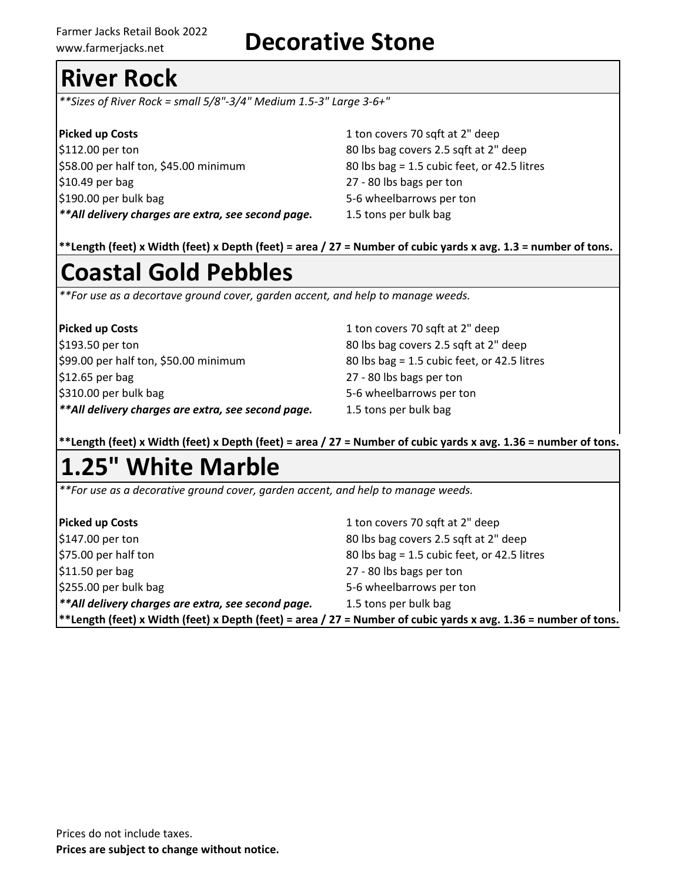# Decorative Stone

## River Rock

*\*\*Sizes of River Rock = small 5/8"-3/4" Medium 1.5-3" Large 3-6+"*

| **Picked up Costs** | 1 ton covers 70 sqft at 2" deep |
|---|---|
| $112.00 per ton | 80 lbs bag covers 2.5 sqft at 2" deep |
| $58.00 per half ton, $45.00 minimum | 80 lbs bag = 1.5 cubic feet, or 42.5 litres |
| $10.49 per bag | 27 - 80 lbs bags per ton |
| $190.00 per bulk bag | 5-6 wheelbarrows per ton |
| ***\*\*All delivery charges are extra, see second page.*** | 1.5 tons per bulk bag |

**\*\*Length (feet) x Width (feet) x Depth (feet) = area / 27 = Number of cubic yards x avg. 1.3 = number of tons.**

## Coastal Gold Pebbles

*\*\*For use as a decortave ground cover, garden accent, and help to manage weeds.*

| **Picked up Costs** | 1 ton covers 70 sqft at 2" deep |
|---|---|
| $193.50 per ton | 80 lbs bag covers 2.5 sqft at 2" deep |
| $99.00 per half ton, $50.00 minimum | 80 lbs bag = 1.5 cubic feet, or 42.5 litres |
| $12.65 per bag | 27 - 80 lbs bags per ton |
| $310.00 per bulk bag | 5-6 wheelbarrows per ton |
| ***\*\*All delivery charges are extra, see second page.*** | 1.5 tons per bulk bag |

**\*\*Length (feet) x Width (feet) x Depth (feet) = area / 27 = Number of cubic yards x avg. 1.36 = number of tons.**

## 1.25" White Marble

*\*\*For use as a decorative ground cover, garden accent, and help to manage weeds.*

| **Picked up Costs** | 1 ton covers 70 sqft at 2" deep |
|---|---|
| $147.00 per ton | 80 lbs bag covers 2.5 sqft at 2" deep |
| $75.00 per half ton | 80 lbs bag = 1.5 cubic feet, or 42.5 litres |
| $11.50 per bag | 27 - 80 lbs bags per ton |
| $255.00 per bulk bag | 5-6 wheelbarrows per ton |
| ***\*\*All delivery charges are extra, see second page.*** | 1.5 tons per bulk bag |

**\*\*Length (feet) x Width (feet) x Depth (feet) = area / 27 = Number of cubic yards x avg. 1.36 = number of tons.**

Prices do not include taxes.

**Prices are subject to change without notice.**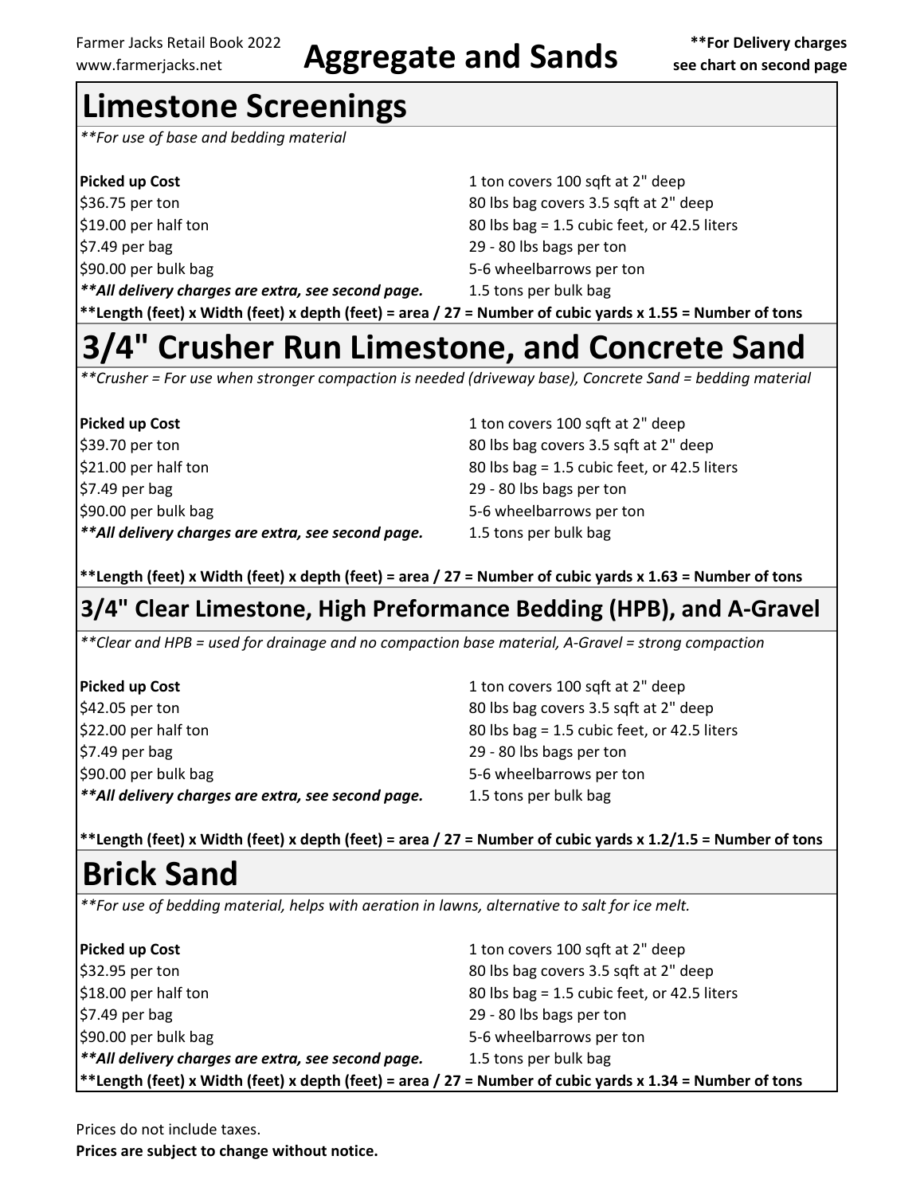Farmer Jacks Retail Book 2022
www.farmerjacks.net

# Aggregate and Sands

**\*\*For Delivery charges see chart on second page**

## Limestone Screenings

*\*\*For use of base and bedding material*

| **Picked up Cost** | 1 ton covers 100 sqft at 2" deep |
|---|---|
| $36.75 per ton | 80 lbs bag covers 3.5 sqft at 2" deep |
| $19.00 per half ton | 80 lbs bag = 1.5 cubic feet, or 42.5 liters |
| $7.49 per bag | 29 - 80 lbs bags per ton |
| $90.00 per bulk bag | 5-6 wheelbarrows per ton |
| ***\*\*All delivery charges are extra, see second page.*** | 1.5 tons per bulk bag |

**\*\*Length (feet) x Width (feet) x depth (feet) = area / 27 = Number of cubic yards x 1.55 = Number of tons**

## 3/4" Crusher Run Limestone, and Concrete Sand

*\*\*Crusher = For use when stronger compaction is needed (driveway base), Concrete Sand = bedding material*

| **Picked up Cost** | 1 ton covers 100 sqft at 2" deep |
|---|---|
| $39.70 per ton | 80 lbs bag covers 3.5 sqft at 2" deep |
| $21.00 per half ton | 80 lbs bag = 1.5 cubic feet, or 42.5 liters |
| $7.49 per bag | 29 - 80 lbs bags per ton |
| $90.00 per bulk bag | 5-6 wheelbarrows per ton |
| ***\*\*All delivery charges are extra, see second page.*** | 1.5 tons per bulk bag |

**\*\*Length (feet) x Width (feet) x depth (feet) = area / 27 = Number of cubic yards x 1.63 = Number of tons**

### 3/4" Clear Limestone, High Preformance Bedding (HPB), and A-Gravel

*\*\*Clear and HPB = used for drainage and no compaction base material, A-Gravel = strong compaction*

| **Picked up Cost** | 1 ton covers 100 sqft at 2" deep |
|---|---|
| $42.05 per ton | 80 lbs bag covers 3.5 sqft at 2" deep |
| $22.00 per half ton | 80 lbs bag = 1.5 cubic feet, or 42.5 liters |
| $7.49 per bag | 29 - 80 lbs bags per ton |
| $90.00 per bulk bag | 5-6 wheelbarrows per ton |
| ***\*\*All delivery charges are extra, see second page.*** | 1.5 tons per bulk bag |

**\*\*Length (feet) x Width (feet) x depth (feet) = area / 27 = Number of cubic yards x 1.2/1.5 = Number of tons**

## Brick Sand

*\*\*For use of bedding material, helps with aeration in lawns, alternative to salt for ice melt.*

| **Picked up Cost** | 1 ton covers 100 sqft at 2" deep |
|---|---|
| $32.95 per ton | 80 lbs bag covers 3.5 sqft at 2" deep |
| $18.00 per half ton | 80 lbs bag = 1.5 cubic feet, or 42.5 liters |
| $7.49 per bag | 29 - 80 lbs bags per ton |
| $90.00 per bulk bag | 5-6 wheelbarrows per ton |
| ***\*\*All delivery charges are extra, see second page.*** | 1.5 tons per bulk bag |

**\*\*Length (feet) x Width (feet) x depth (feet) = area / 27 = Number of cubic yards x 1.34 = Number of tons**

Prices do not include taxes.

**Prices are subject to change without notice.**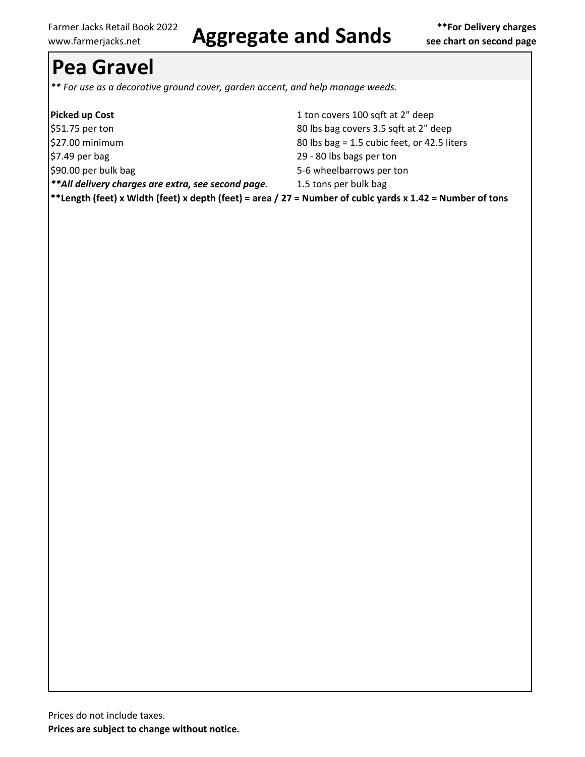# Aggregate and Sands

**For Delivery charges see chart on second page**

## Pea Gravel

*** For use as a decorative ground cover, garden accent, and help manage weeds.*

| **Picked up Cost** | 1 ton covers 100 sqft at 2" deep |
|---|---|
| $51.75 per ton | 80 lbs bag covers 3.5 sqft at 2" deep |
| $27.00 minimum | 80 lbs bag = 1.5 cubic feet, or 42.5 liters |
| $7.49 per bag | 29 - 80 lbs bags per ton |
| $90.00 per bulk bag | 5-6 wheelbarrows per ton |
| ***All delivery charges are extra, see second page.*** | 1.5 tons per bulk bag |

****Length (feet) x Width (feet) x depth (feet) = area / 27 = Number of cubic yards x 1.42 = Number of tons**

Prices do not include taxes.

**Prices are subject to change without notice.**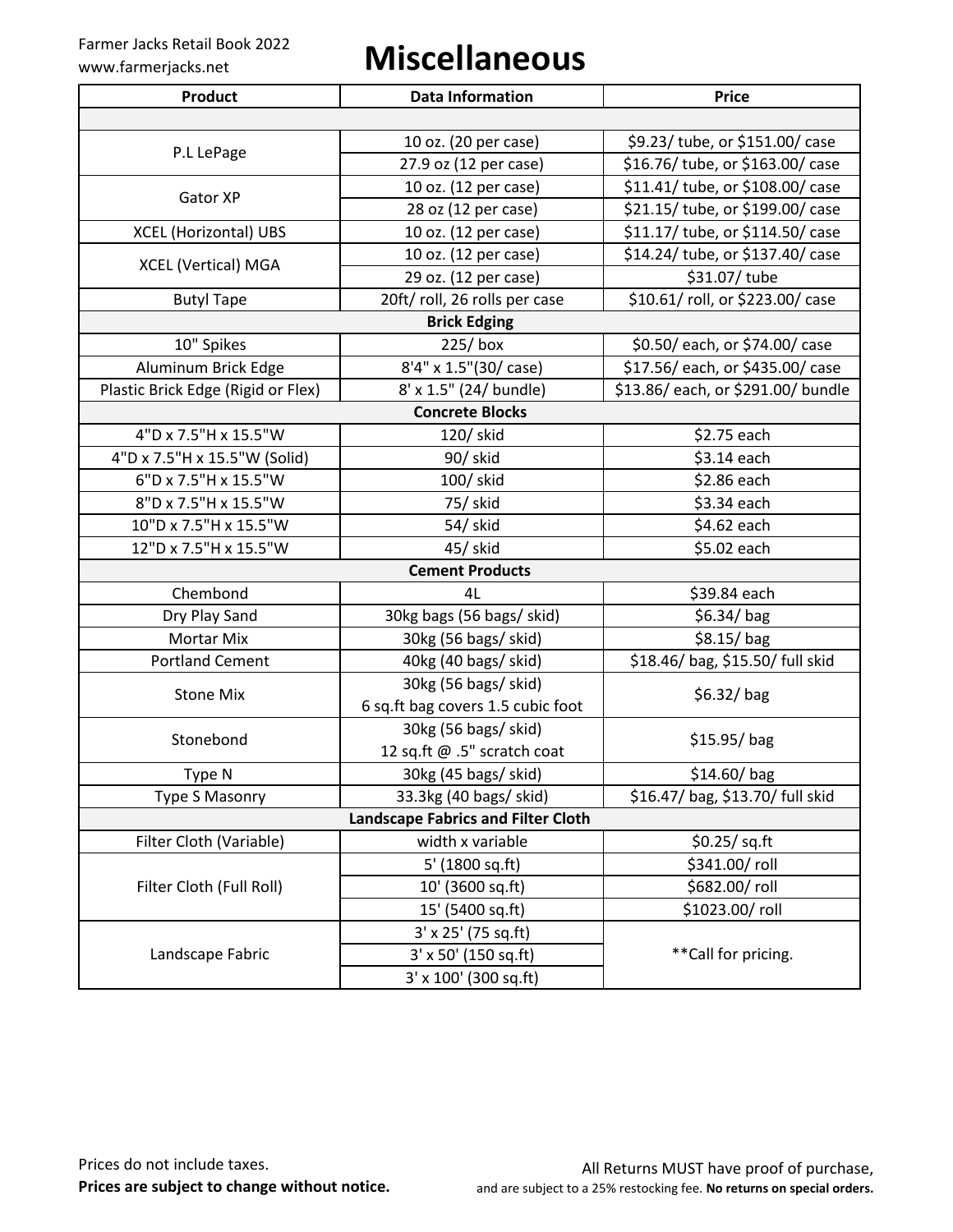# Miscellaneous

| Product | Data Information | Price |
|---|---|---|
| | | |
| P.L LePage | 10 oz. (20 per case) | $9.23/ tube, or $151.00/ case |
| | 27.9 oz (12 per case) | $16.76/ tube, or $163.00/ case |
| Gator XP | 10 oz. (12 per case) | $11.41/ tube, or $108.00/ case |
| | 28 oz (12 per case) | $21.15/ tube, or $199.00/ case |
| XCEL (Horizontal) UBS | 10 oz. (12 per case) | $11.17/ tube, or $114.50/ case |
| XCEL (Vertical) MGA | 10 oz. (12 per case) | $14.24/ tube, or $137.40/ case |
| | 29 oz. (12 per case) | $31.07/ tube |
| Butyl Tape | 20ft/ roll, 26 rolls per case | $10.61/ roll, or $223.00/ case |
| **Brick Edging** | | |
| 10" Spikes | 225/ box | $0.50/ each, or $74.00/ case |
| Aluminum Brick Edge | 8'4" x 1.5"(30/ case) | $17.56/ each, or $435.00/ case |
| Plastic Brick Edge (Rigid or Flex) | 8' x 1.5" (24/ bundle) | $13.86/ each, or $291.00/ bundle |
| **Concrete Blocks** | | |
| 4"D x 7.5"H x 15.5"W | 120/ skid | $2.75 each |
| 4"D x 7.5"H x 15.5"W (Solid) | 90/ skid | $3.14 each |
| 6"D x 7.5"H x 15.5"W | 100/ skid | $2.86 each |
| 8"D x 7.5"H x 15.5"W | 75/ skid | $3.34 each |
| 10"D x 7.5"H x 15.5"W | 54/ skid | $4.62 each |
| 12"D x 7.5"H x 15.5"W | 45/ skid | $5.02 each |
| **Cement Products** | | |
| Chembond | 4L | $39.84 each |
| Dry Play Sand | 30kg bags (56 bags/ skid) | $6.34/ bag |
| Mortar Mix | 30kg (56 bags/ skid) | $8.15/ bag |
| Portland Cement | 40kg (40 bags/ skid) | $18.46/ bag, $15.50/ full skid |
| Stone Mix | 30kg (56 bags/ skid)<br>6 sq.ft bag covers 1.5 cubic foot | $6.32/ bag |
| Stonebond | 30kg (56 bags/ skid)<br>12 sq.ft @ .5" scratch coat | $15.95/ bag |
| Type N | 30kg (45 bags/ skid) | $14.60/ bag |
| Type S Masonry | 33.3kg (40 bags/ skid) | $16.47/ bag, $13.70/ full skid |
| **Landscape Fabrics and Filter Cloth** | | |
| Filter Cloth (Variable) | width x variable | $0.25/ sq.ft |
| Filter Cloth (Full Roll) | 5' (1800 sq.ft) | $341.00/ roll |
| | 10' (3600 sq.ft) | $682.00/ roll |
| | 15' (5400 sq.ft) | $1023.00/ roll |
| Landscape Fabric | 3' x 25' (75 sq.ft) | **Call for pricing. |
| | 3' x 50' (150 sq.ft) | |
| | 3' x 100' (300 sq.ft) | |

Prices do not include taxes.
**Prices are subject to change without notice.**

All Returns MUST have proof of purchase, and are subject to a 25% restocking fee. **No returns on special orders.**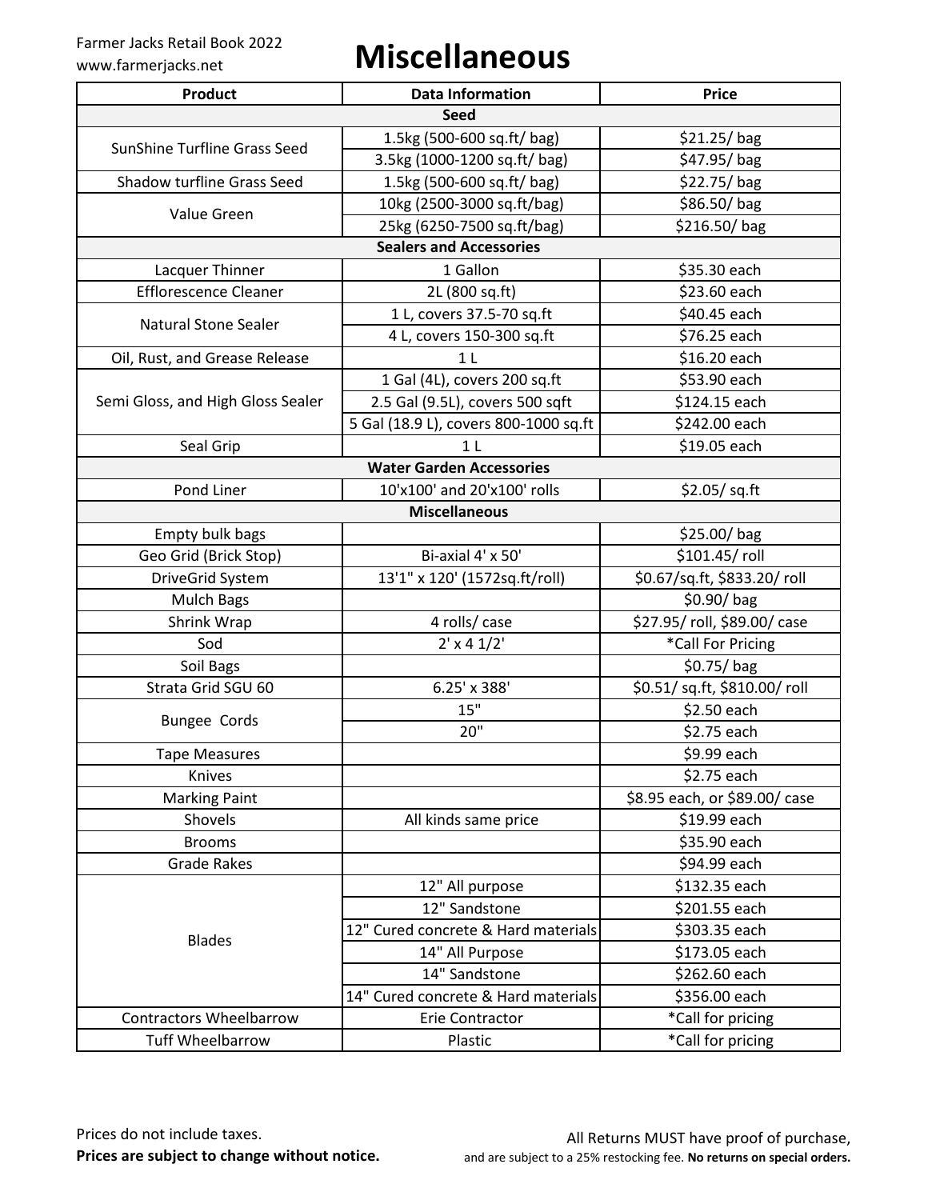Farmer Jacks Retail Book 2022
www.farmerjacks.net

# Miscellaneous

| Product | Data Information | Price |
|---|---|---|
| **Seed** | | |
| SunShine Turfline Grass Seed | 1.5kg (500-600 sq.ft/ bag) | $21.25/ bag |
| | 3.5kg (1000-1200 sq.ft/ bag) | $47.95/ bag |
| Shadow turfline Grass Seed | 1.5kg (500-600 sq.ft/ bag) | $22.75/ bag |
| Value Green | 10kg (2500-3000 sq.ft/bag) | $86.50/ bag |
| | 25kg (6250-7500 sq.ft/bag) | $216.50/ bag |
| **Sealers and Accessories** | | |
| Lacquer Thinner | 1 Gallon | $35.30 each |
| Efflorescence Cleaner | 2L (800 sq.ft) | $23.60 each |
| Natural Stone Sealer | 1 L, covers 37.5-70 sq.ft | $40.45 each |
| | 4 L, covers 150-300 sq.ft | $76.25 each |
| Oil, Rust, and Grease Release | 1 L | $16.20 each |
| Semi Gloss, and High Gloss Sealer | 1 Gal (4L), covers 200 sq.ft | $53.90 each |
| | 2.5 Gal (9.5L), covers 500 sqft | $124.15 each |
| | 5 Gal (18.9 L), covers 800-1000 sq.ft | $242.00 each |
| Seal Grip | 1 L | $19.05 each |
| **Water Garden Accessories** | | |
| Pond Liner | 10'x100' and 20'x100' rolls | $2.05/ sq.ft |
| **Miscellaneous** | | |
| Empty bulk bags | | $25.00/ bag |
| Geo Grid (Brick Stop) | Bi-axial 4' x 50' | $101.45/ roll |
| DriveGrid System | 13'1" x 120' (1572sq.ft/roll) | $0.67/sq.ft, $833.20/ roll |
| Mulch Bags | | $0.90/ bag |
| Shrink Wrap | 4 rolls/ case | $27.95/ roll, $89.00/ case |
| Sod | 2' x 4 1/2' | *Call For Pricing |
| Soil Bags | | $0.75/ bag |
| Strata Grid SGU 60 | 6.25' x 388' | $0.51/ sq.ft, $810.00/ roll |
| Bungee Cords | 15" | $2.50 each |
| | 20" | $2.75 each |
| Tape Measures | | $9.99 each |
| Knives | | $2.75 each |
| Marking Paint | | $8.95 each, or $89.00/ case |
| Shovels | All kinds same price | $19.99 each |
| Brooms | | $35.90 each |
| Grade Rakes | | $94.99 each |
| Blades | 12" All purpose | $132.35 each |
| | 12" Sandstone | $201.55 each |
| | 12" Cured concrete & Hard materials | $303.35 each |
| | 14" All Purpose | $173.05 each |
| | 14" Sandstone | $262.60 each |
| | 14" Cured concrete & Hard materials | $356.00 each |
| Contractors Wheelbarrow | Erie Contractor | *Call for pricing |
| Tuff Wheelbarrow | Plastic | *Call for pricing |

Prices do not include taxes.
**Prices are subject to change without notice.**

All Returns MUST have proof of purchase, and are subject to a 25% restocking fee. **No returns on special orders.**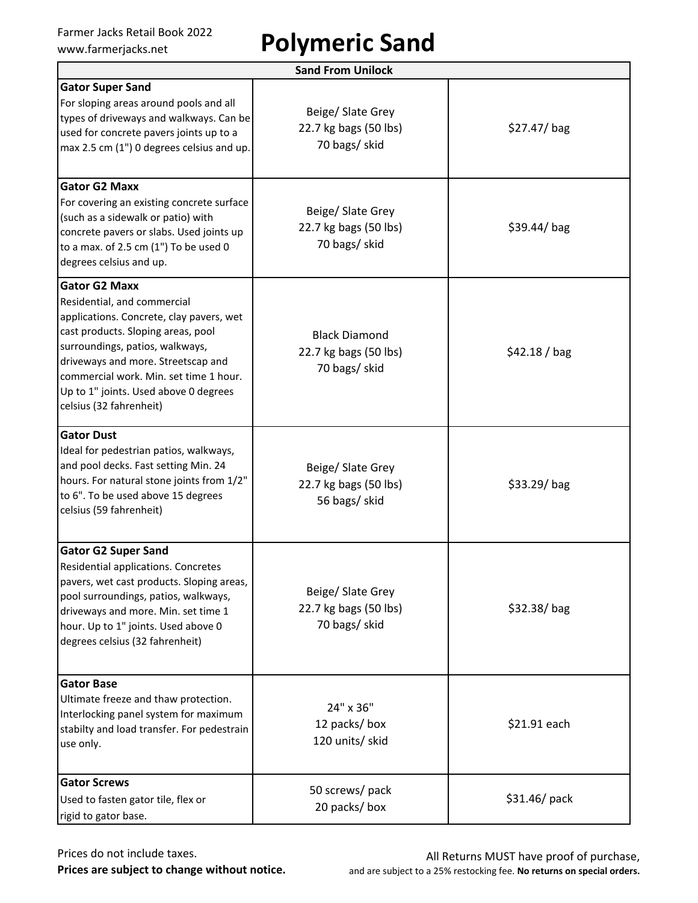# Polymeric Sand

| Sand From Unilock | | |
|---|---|---|
| **Gator Super Sand**<br>For sloping areas around pools and all types of driveways and walkways. Can be used for concrete pavers joints up to a max 2.5 cm (1") 0 degrees celsius and up. | Beige/ Slate Grey<br>22.7 kg bags (50 lbs)<br>70 bags/ skid | $27.47/ bag |
| **Gator G2 Maxx**<br>For covering an existing concrete surface (such as a sidewalk or patio) with concrete pavers or slabs. Used joints up to a max. of 2.5 cm (1") To be used 0 degrees celsius and up. | Beige/ Slate Grey<br>22.7 kg bags (50 lbs)<br>70 bags/ skid | $39.44/ bag |
| **Gator G2 Maxx**<br>Residential, and commercial applications. Concrete, clay pavers, wet cast products. Sloping areas, pool surroundings, patios, walkways, driveways and more. Streetscap and commercial work. Min. set time 1 hour. Up to 1" joints. Used above 0 degrees celsius (32 fahrenheit) | Black Diamond<br>22.7 kg bags (50 lbs)<br>70 bags/ skid | $42.18 / bag |
| **Gator Dust**<br>Ideal for pedestrian patios, walkways, and pool decks. Fast setting Min. 24 hours. For natural stone joints from 1/2" to 6". To be used above 15 degrees celsius (59 fahrenheit) | Beige/ Slate Grey<br>22.7 kg bags (50 lbs)<br>56 bags/ skid | $33.29/ bag |
| **Gator G2 Super Sand**<br>Residential applications. Concretes pavers, wet cast products. Sloping areas, pool surroundings, patios, walkways, driveways and more. Min. set time 1 hour. Up to 1" joints. Used above 0 degrees celsius (32 fahrenheit) | Beige/ Slate Grey<br>22.7 kg bags (50 lbs)<br>70 bags/ skid | $32.38/ bag |
| **Gator Base**<br>Ultimate freeze and thaw protection. Interlocking panel system for maximum stabilty and load transfer. For pedestrain use only. | 24" x 36"<br>12 packs/ box<br>120 units/ skid | $21.91 each |
| **Gator Screws**<br>Used to fasten gator tile, flex or rigid to gator base. | 50 screws/ pack<br>20 packs/ box | $31.46/ pack |

Prices do not include taxes.
**Prices are subject to change without notice.**

All Returns MUST have proof of purchase, and are subject to a 25% restocking fee. **No returns on special orders.**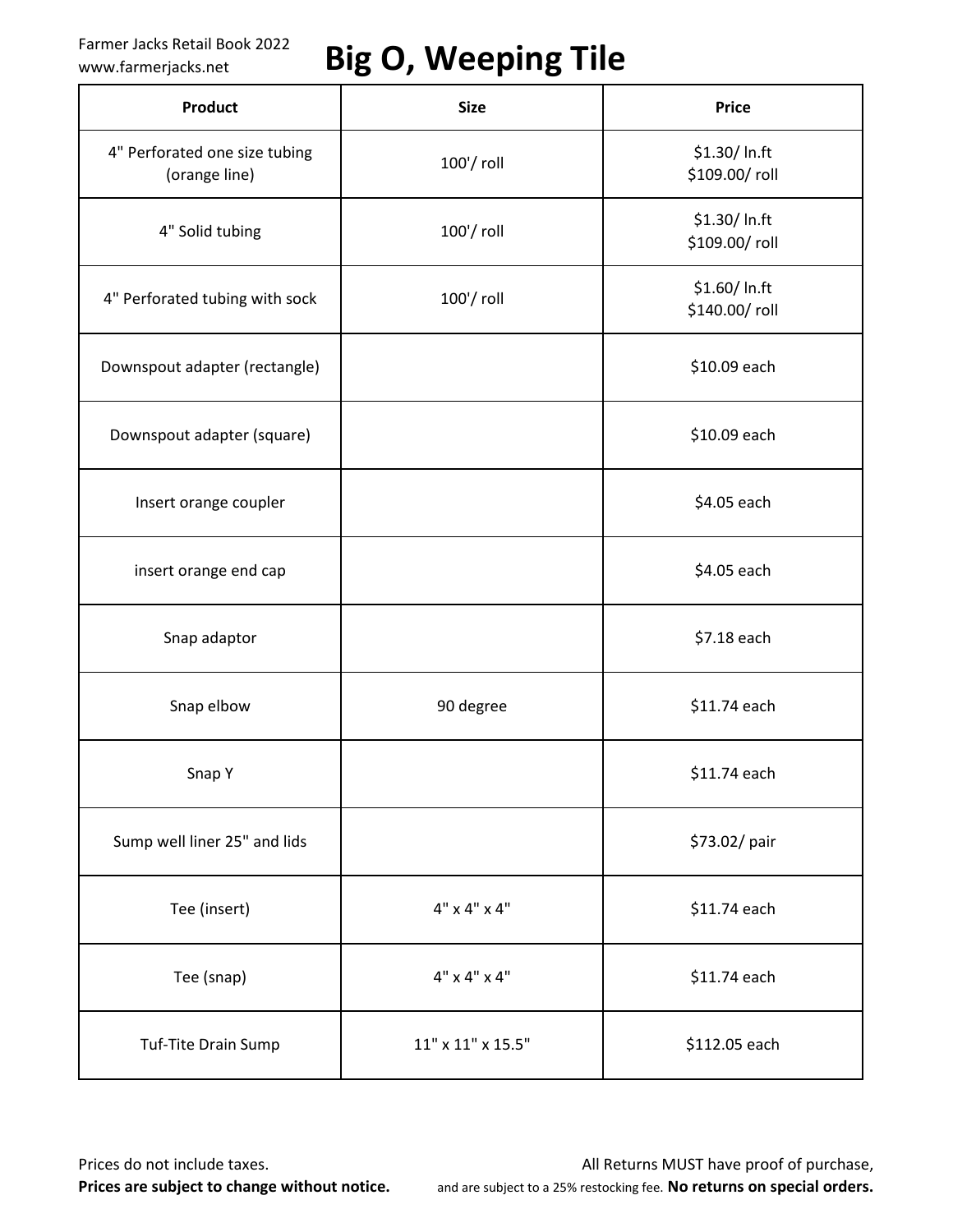# Big O, Weeping Tile

| Product | Size | Price |
|---|---|---|
| 4" Perforated one size tubing (orange line) | 100'/ roll | $1.30/ ln.ft<br>$109.00/ roll |
| 4" Solid tubing | 100'/ roll | $1.30/ ln.ft<br>$109.00/ roll |
| 4" Perforated tubing with sock | 100'/ roll | $1.60/ ln.ft<br>$140.00/ roll |
| Downspout adapter (rectangle) | | $10.09 each |
| Downspout adapter (square) | | $10.09 each |
| Insert orange coupler | | $4.05 each |
| insert orange end cap | | $4.05 each |
| Snap adaptor | | $7.18 each |
| Snap elbow | 90 degree | $11.74 each |
| Snap Y | | $11.74 each |
| Sump well liner 25" and lids | | $73.02/ pair |
| Tee (insert) | 4" x 4" x 4" | $11.74 each |
| Tee (snap) | 4" x 4" x 4" | $11.74 each |
| Tuf-Tite Drain Sump | 11" x 11" x 15.5" | $112.05 each |

Prices do not include taxes.
**Prices are subject to change without notice.**

All Returns MUST have proof of purchase, and are subject to a 25% restocking fee. **No returns on special orders.**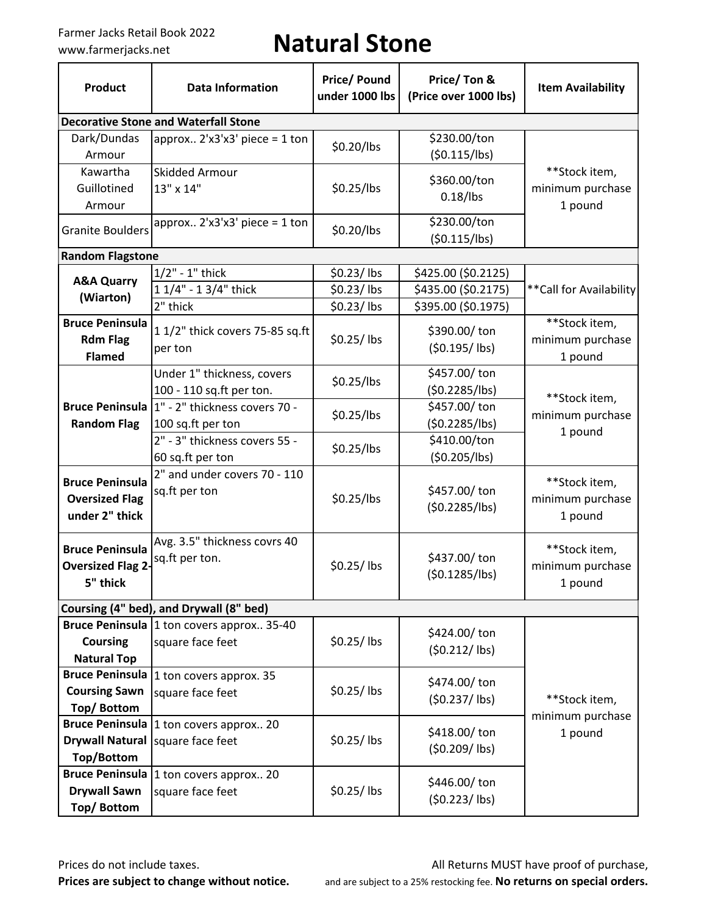Farmer Jacks Retail Book 2022
www.farmerjacks.net

# Natural Stone

| Product | Data Information | Price/ Pound under 1000 lbs | Price/ Ton & (Price over 1000 lbs) | Item Availability |
|---|---|---|---|---|
| **Decorative Stone and Waterfall Stone** | | | | |
| Dark/Dundas Armour | approx.. 2'x3'x3' piece = 1 ton | $0.20/lbs | $230.00/ton ($0.115/lbs) | **Stock item, minimum purchase 1 pound |
| Kawartha Guillotined Armour | Skidded Armour 13" x 14" | $0.25/lbs | $360.00/ton 0.18/lbs | |
| Granite Boulders | approx.. 2'x3'x3' piece = 1 ton | $0.20/lbs | $230.00/ton ($0.115/lbs) | |
| **Random Flagstone** | | | | |
| **A&A Quarry (Wiarton)** | 1/2" - 1" thick | $0.23/ lbs | $425.00 ($0.2125) | **Call for Availability |
| | 1 1/4" - 1 3/4" thick | $0.23/ lbs | $435.00 ($0.2175) | |
| | 2" thick | $0.23/ lbs | $395.00 ($0.1975) | |
| **Bruce Peninsula Rdm Flag Flamed** | 1 1/2" thick covers 75-85 sq.ft per ton | $0.25/ lbs | $390.00/ ton ($0.195/ lbs) | **Stock item, minimum purchase 1 pound |
| **Bruce Peninsula Random Flag** | Under 1" thickness, covers 100 - 110 sq.ft per ton. | $0.25/lbs | $457.00/ ton ($0.2285/lbs) | **Stock item, minimum purchase 1 pound |
| | 1" - 2" thickness covers 70 - 100 sq.ft per ton | $0.25/lbs | $457.00/ ton ($0.2285/lbs) | |
| | 2" - 3" thickness covers 55 - 60 sq.ft per ton | $0.25/lbs | $410.00/ton ($0.205/lbs) | |
| **Bruce Peninsula Oversized Flag under 2" thick** | 2" and under covers 70 - 110 sq.ft per ton | $0.25/lbs | $457.00/ ton ($0.2285/lbs) | **Stock item, minimum purchase 1 pound |
| **Bruce Peninsula Oversized Flag 2-5" thick** | Avg. 3.5" thickness covrs 40 sq.ft per ton. | $0.25/ lbs | $437.00/ ton ($0.1285/lbs) | **Stock item, minimum purchase 1 pound |
| **Coursing (4" bed), and Drywall (8" bed)** | | | | |
| **Bruce Peninsula Coursing Natural Top** | 1 ton covers approx.. 35-40 square face feet | $0.25/ lbs | $424.00/ ton ($0.212/ lbs) | **Stock item, minimum purchase 1 pound |
| **Bruce Peninsula Coursing Sawn Top/ Bottom** | 1 ton covers approx. 35 square face feet | $0.25/ lbs | $474.00/ ton ($0.237/ lbs) | |
| **Bruce Peninsula Drywall Natural Top/Bottom** | 1 ton covers approx.. 20 square face feet | $0.25/ lbs | $418.00/ ton ($0.209/ lbs) | |
| **Bruce Peninsula Drywall Sawn Top/ Bottom** | 1 ton covers approx.. 20 square face feet | $0.25/ lbs | $446.00/ ton ($0.223/ lbs) | |

Prices do not include taxes.
**Prices are subject to change without notice.**

All Returns MUST have proof of purchase, and are subject to a 25% restocking fee. **No returns on special orders.**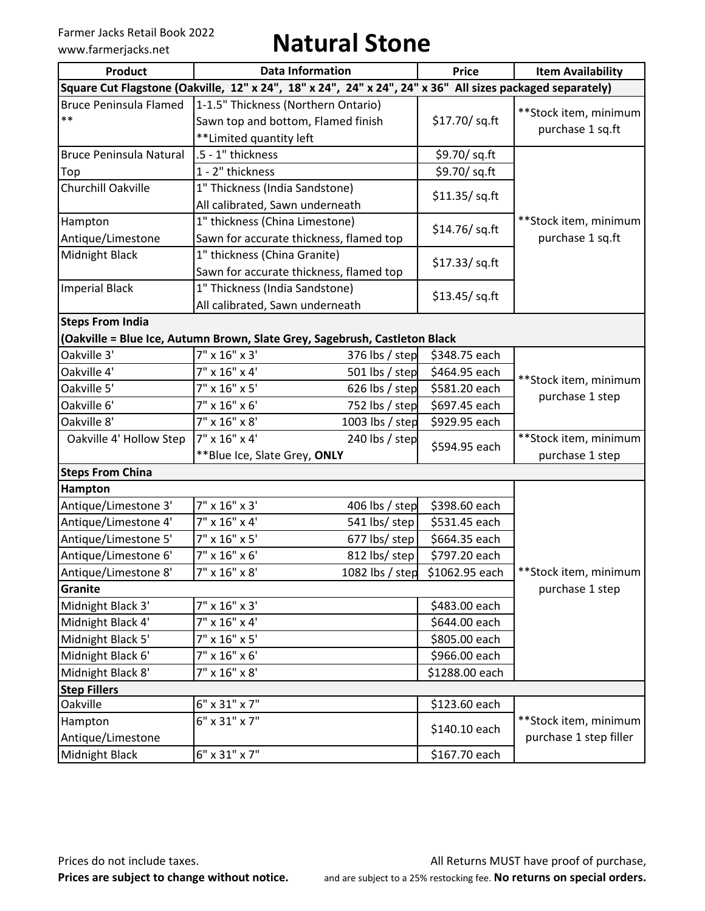Farmer Jacks Retail Book 2022
www.farmerjacks.net

# Natural Stone

| Product | Data Information | | Price | Item Availability |
|---|---|---|---|---|
| **Square Cut Flagstone (Oakville, 12" x 24", 18" x 24", 24" x 24", 24" x 36" All sizes packaged separately)** | | | | |
| Bruce Peninsula Flamed ** | 1-1.5" Thickness (Northern Ontario) Sawn top and bottom, Flamed finish **Limited quantity left | | $17.70/ sq.ft | **Stock item, minimum purchase 1 sq.ft |
| Bruce Peninsula Natural Top | .5 - 1" thickness | | $9.70/ sq.ft | **Stock item, minimum purchase 1 sq.ft |
| | 1 - 2" thickness | | $9.70/ sq.ft | |
| Churchill Oakville | 1" Thickness (India Sandstone) All calibrated, Sawn underneath | | $11.35/ sq.ft | |
| Hampton Antique/Limestone | 1" thickness (China Limestone) Sawn for accurate thickness, flamed top | | $14.76/ sq.ft | |
| Midnight Black | 1" thickness (China Granite) Sawn for accurate thickness, flamed top | | $17.33/ sq.ft | |
| Imperial Black | 1" Thickness (India Sandstone) All calibrated, Sawn underneath | | $13.45/ sq.ft | |
| **Steps From India** | | | | |
| **(Oakville = Blue Ice, Autumn Brown, Slate Grey, Sagebrush, Castleton Black** | | | | |
| Oakville 3' | 7" x 16" x 3' | 376 lbs / step | $348.75 each | **Stock item, minimum purchase 1 step |
| Oakville 4' | 7" x 16" x 4' | 501 lbs / step | $464.95 each | |
| Oakville 5' | 7" x 16" x 5' | 626 lbs / step | $581.20 each | |
| Oakville 6' | 7" x 16" x 6' | 752 lbs / step | $697.45 each | |
| Oakville 8' | 7" x 16" x 8' | 1003 lbs / step | $929.95 each | |
| Oakville 4' Hollow Step | 7" x 16" x 4' **Blue Ice, Slate Grey, **ONLY** | 240 lbs / step | $594.95 each | **Stock item, minimum purchase 1 step |
| **Steps From China** | | | | |
| **Hampton** | | | | **Stock item, minimum purchase 1 step |
| Antique/Limestone 3' | 7" x 16" x 3' | 406 lbs / step | $398.60 each | |
| Antique/Limestone 4' | 7" x 16" x 4' | 541 lbs/ step | $531.45 each | |
| Antique/Limestone 5' | 7" x 16" x 5' | 677 lbs/ step | $664.35 each | |
| Antique/Limestone 6' | 7" x 16" x 6' | 812 lbs/ step | $797.20 each | |
| Antique/Limestone 8' | 7" x 16" x 8' | 1082 lbs / step | $1062.95 each | |
| **Granite** | | | | |
| Midnight Black 3' | 7" x 16" x 3' | | $483.00 each | |
| Midnight Black 4' | 7" x 16" x 4' | | $644.00 each | |
| Midnight Black 5' | 7" x 16" x 5' | | $805.00 each | |
| Midnight Black 6' | 7" x 16" x 6' | | $966.00 each | |
| Midnight Black 8' | 7" x 16" x 8' | | $1288.00 each | |
| **Step Fillers** | | | | |
| Oakville | 6" x 31" x 7" | | $123.60 each | **Stock item, minimum purchase 1 step filler |
| Hampton Antique/Limestone | 6" x 31" x 7" | | $140.10 each | |
| Midnight Black | 6" x 31" x 7" | | $167.70 each | |

Prices do not include taxes.
**Prices are subject to change without notice.**

All Returns MUST have proof of purchase, and are subject to a 25% restocking fee. **No returns on special orders.**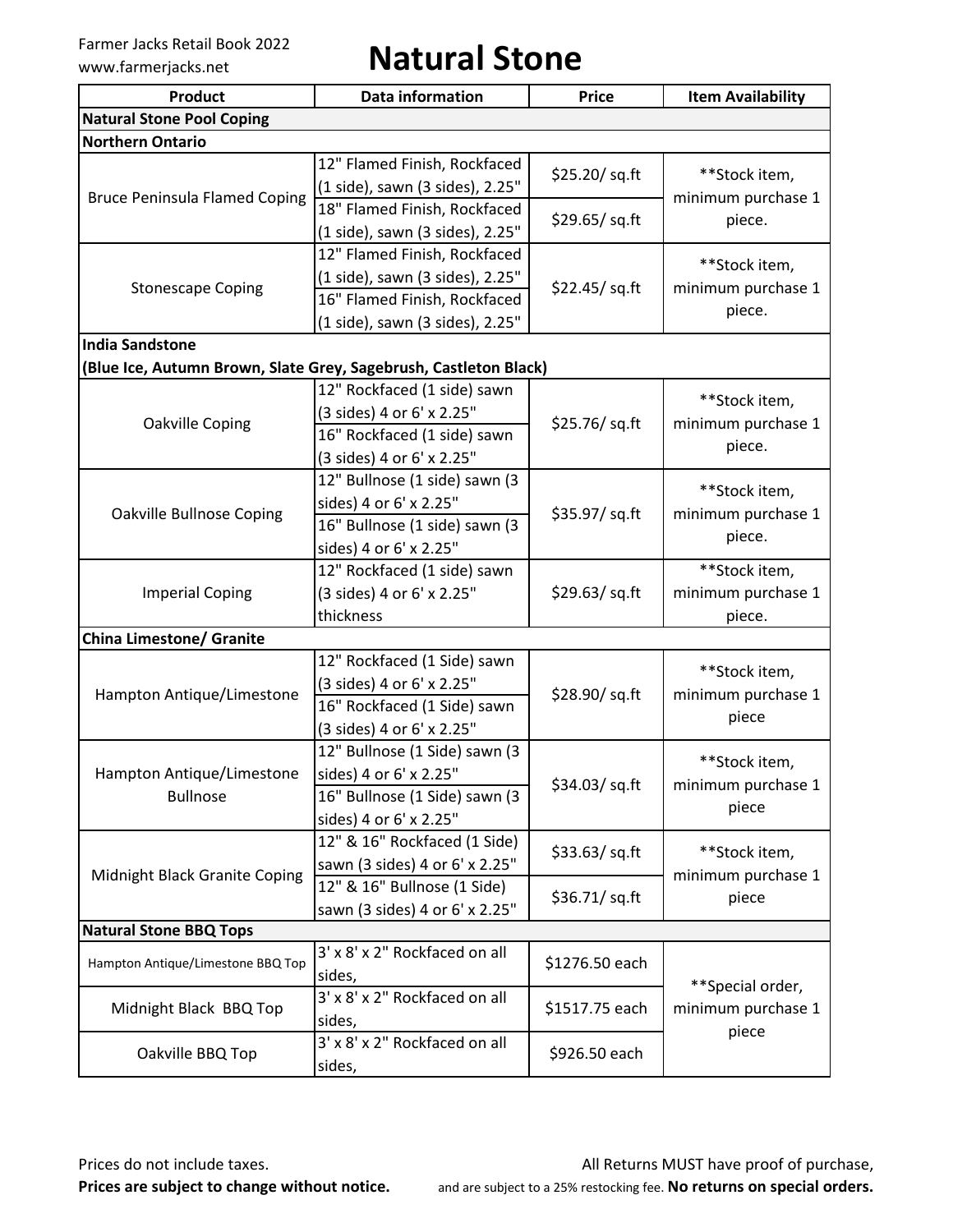Farmer Jacks Retail Book 2022
www.farmerjacks.net

# Natural Stone

| Product | Data information | Price | Item Availability |
|---|---|---|---|
| **Natural Stone Pool Coping** | | | |
| **Northern Ontario** | | | |
| Bruce Peninsula Flamed Coping | 12" Flamed Finish, Rockfaced (1 side), sawn (3 sides), 2.25" | $25.20/ sq.ft | **Stock item, minimum purchase 1 piece. |
| | 18" Flamed Finish, Rockfaced (1 side), sawn (3 sides), 2.25" | $29.65/ sq.ft | |
| Stonescape Coping | 12" Flamed Finish, Rockfaced (1 side), sawn (3 sides), 2.25" | $22.45/ sq.ft | **Stock item, minimum purchase 1 piece. |
| | 16" Flamed Finish, Rockfaced (1 side), sawn (3 sides), 2.25" | | |
| **India Sandstone (Blue Ice, Autumn Brown, Slate Grey, Sagebrush, Castleton Black)** | | | |
| Oakville Coping | 12" Rockfaced (1 side) sawn (3 sides) 4 or 6' x 2.25" | $25.76/ sq.ft | **Stock item, minimum purchase 1 piece. |
| | 16" Rockfaced (1 side) sawn (3 sides) 4 or 6' x 2.25" | | |
| Oakville Bullnose Coping | 12" Bullnose (1 side) sawn (3 sides) 4 or 6' x 2.25" | $35.97/ sq.ft | **Stock item, minimum purchase 1 piece. |
| | 16" Bullnose (1 side) sawn (3 sides) 4 or 6' x 2.25" | | |
| Imperial Coping | 12" Rockfaced (1 side) sawn (3 sides) 4 or 6' x 2.25" thickness | $29.63/ sq.ft | **Stock item, minimum purchase 1 piece. |
| **China Limestone/ Granite** | | | |
| Hampton Antique/Limestone | 12" Rockfaced (1 Side) sawn (3 sides) 4 or 6' x 2.25" | $28.90/ sq.ft | **Stock item, minimum purchase 1 piece |
| | 16" Rockfaced (1 Side) sawn (3 sides) 4 or 6' x 2.25" | | |
| Hampton Antique/Limestone Bullnose | 12" Bullnose (1 Side) sawn (3 sides) 4 or 6' x 2.25" | $34.03/ sq.ft | **Stock item, minimum purchase 1 piece |
| | 16" Bullnose (1 Side) sawn (3 sides) 4 or 6' x 2.25" | | |
| Midnight Black Granite Coping | 12" & 16" Rockfaced (1 Side) sawn (3 sides) 4 or 6' x 2.25" | $33.63/ sq.ft | **Stock item, minimum purchase 1 piece |
| | 12" & 16" Bullnose (1 Side) sawn (3 sides) 4 or 6' x 2.25" | $36.71/ sq.ft | |
| **Natural Stone BBQ Tops** | | | |
| Hampton Antique/Limestone BBQ Top | 3' x 8' x 2" Rockfaced on all sides, | $1276.50 each | **Special order, minimum purchase 1 piece |
| Midnight Black BBQ Top | 3' x 8' x 2" Rockfaced on all sides, | $1517.75 each | |
| Oakville BBQ Top | 3' x 8' x 2" Rockfaced on all sides, | $926.50 each | |

Prices do not include taxes.
**Prices are subject to change without notice.**

All Returns MUST have proof of purchase, and are subject to a 25% restocking fee. **No returns on special orders.**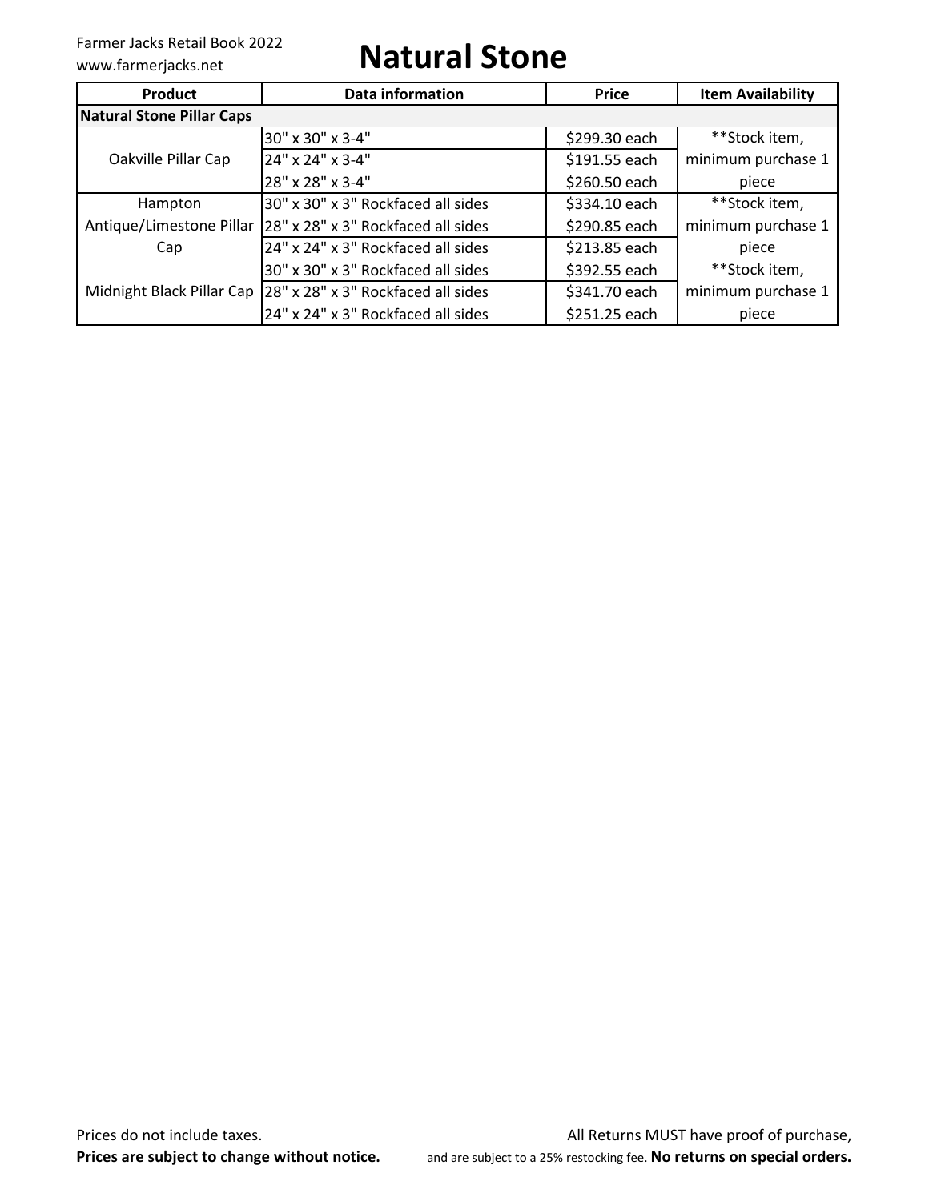# Natural Stone

| Product | Data information | Price | Item Availability |
|---|---|---|---|
| **Natural Stone Pillar Caps** | | | |
| Oakville Pillar Cap | 30" x 30" x 3-4" | $299.30 each | **Stock item, minimum purchase 1 piece |
| | 24" x 24" x 3-4" | $191.55 each | |
| | 28" x 28" x 3-4" | $260.50 each | |
| Hampton Antique/Limestone Pillar Cap | 30" x 30" x 3" Rockfaced all sides | $334.10 each | **Stock item, minimum purchase 1 piece |
| | 28" x 28" x 3" Rockfaced all sides | $290.85 each | |
| | 24" x 24" x 3" Rockfaced all sides | $213.85 each | |
| Midnight Black Pillar Cap | 30" x 30" x 3" Rockfaced all sides | $392.55 each | **Stock item, minimum purchase 1 piece |
| | 28" x 28" x 3" Rockfaced all sides | $341.70 each | |
| | 24" x 24" x 3" Rockfaced all sides | $251.25 each | |

Prices do not include taxes.
**Prices are subject to change without notice.**

All Returns MUST have proof of purchase, and are subject to a 25% restocking fee. **No returns on special orders.**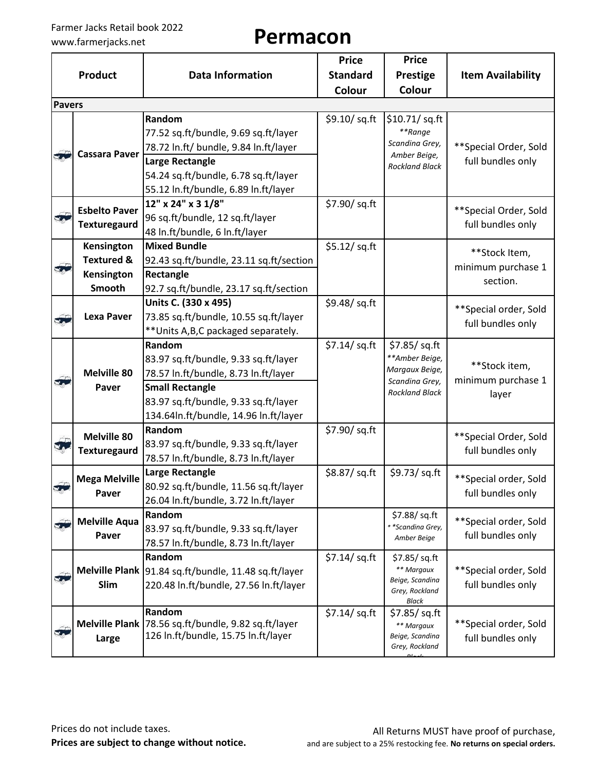Farmer Jacks Retail book 2022
www.farmerjacks.net

# Permacon

| Product | Data Information | Price Standard Colour | Price Prestige Colour | Item Availability |
|---|---|---|---|---|
| **Pavers** | | | | |
| **Cassara Paver** | **Random**<br>77.52 sq.ft/bundle, 9.69 sq.ft/layer<br>78.72 ln.ft/ bundle, 9.84 ln.ft/layer<br>**Large Rectangle**<br>54.24 sq.ft/bundle, 6.78 sq.ft/layer<br>55.12 ln.ft/bundle, 6.89 ln.ft/layer | $9.10/ sq.ft | $10.71/ sq.ft<br>*\*\*Range Scandina Grey, Amber Beige, Rockland Black* | \*\*Special Order, Sold full bundles only |
| **Esbelto Paver Texturegaurd** | **12" x 24" x 3 1/8"**<br>96 sq.ft/bundle, 12 sq.ft/layer<br>48 ln.ft/bundle, 6 ln.ft/layer | $7.90/ sq.ft | | \*\*Special Order, Sold full bundles only |
| **Kensington Textured & Kensington Smooth** | **Mixed Bundle**<br>92.43 sq.ft/bundle, 23.11 sq.ft/section<br>**Rectangle**<br>92.7 sq.ft/bundle, 23.17 sq.ft/section | $5.12/ sq.ft | | \*\*Stock Item, minimum purchase 1 section. |
| **Lexa Paver** | **Units C. (330 x 495)**<br>73.85 sq.ft/bundle, 10.55 sq.ft/layer<br>\*\*Units A,B,C packaged separately. | $9.48/ sq.ft | | \*\*Special order, Sold full bundles only |
| **Melville 80 Paver** | **Random**<br>83.97 sq.ft/bundle, 9.33 sq.ft/layer<br>78.57 ln.ft/bundle, 8.73 ln.ft/layer<br>**Small Rectangle**<br>83.97 sq.ft/bundle, 9.33 sq.ft/layer<br>134.64ln.ft/bundle, 14.96 ln.ft/layer | $7.14/ sq.ft | $7.85/ sq.ft<br>*\*\*Amber Beige, Margaux Beige, Scandina Grey, Rockland Black* | \*\*Stock item, minimum purchase 1 layer |
| **Melville 80 Texturegaurd** | **Random**<br>83.97 sq.ft/bundle, 9.33 sq.ft/layer<br>78.57 ln.ft/bundle, 8.73 ln.ft/layer | $7.90/ sq.ft | | \*\*Special Order, Sold full bundles only |
| **Mega Melville Paver** | **Large Rectangle**<br>80.92 sq.ft/bundle, 11.56 sq.ft/layer<br>26.04 ln.ft/bundle, 3.72 ln.ft/layer | $8.87/ sq.ft | $9.73/ sq.ft | \*\*Special order, Sold full bundles only |
| **Melville Aqua Paver** | **Random**<br>83.97 sq.ft/bundle, 9.33 sq.ft/layer<br>78.57 ln.ft/bundle, 8.73 ln.ft/layer | | $7.88/ sq.ft<br>*\*\*Scandina Grey, Amber Beige* | \*\*Special order, Sold full bundles only |
| **Melville Plank Slim** | **Random**<br>91.84 sq.ft/bundle, 11.48 sq.ft/layer<br>220.48 ln.ft/bundle, 27.56 ln.ft/layer | $7.14/ sq.ft | $7.85/ sq.ft<br>*\*\* Margaux Beige, Scandina Grey, Rockland Black* | \*\*Special order, Sold full bundles only |
| **Melville Plank Large** | **Random**<br>78.56 sq.ft/bundle, 9.82 sq.ft/layer<br>126 ln.ft/bundle, 15.75 ln.ft/layer | $7.14/ sq.ft | $7.85/ sq.ft<br>*\*\* Margaux Beige, Scandina Grey, Rockland Black* | \*\*Special order, Sold full bundles only |

Prices do not include taxes.
**Prices are subject to change without notice.**

All Returns MUST have proof of purchase, and are subject to a 25% restocking fee. **No returns on special orders.**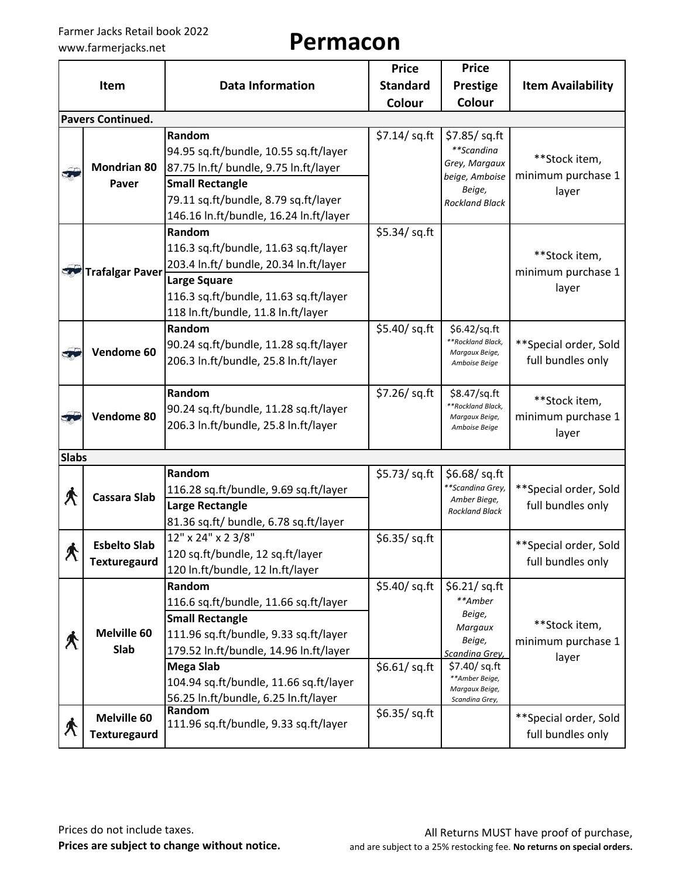Farmer Jacks Retail book 2022
www.farmerjacks.net

# Permacon

| Item | | Data Information | Price Standard Colour | Price Prestige Colour | Item Availability |
|---|---|---|---|---|---|
| **Pavers Continued.** | | | | | |
| | **Mondrian 80 Paver** | **Random**<br>94.95 sq.ft/bundle, 10.55 sq.ft/layer<br>87.75 ln.ft/ bundle, 9.75 ln.ft/layer<br>**Small Rectangle**<br>79.11 sq.ft/bundle, 8.79 sq.ft/layer<br>146.16 ln.ft/bundle, 16.24 ln.ft/layer | $7.14/ sq.ft | $7.85/ sq.ft<br>*\*\*Scandina Grey, Margaux beige, Amboise Beige, Rockland Black* | \*\*Stock item, minimum purchase 1 layer |
| | **Trafalgar Paver** | **Random**<br>116.3 sq.ft/bundle, 11.63 sq.ft/layer<br>203.4 ln.ft/ bundle, 20.34 ln.ft/layer<br>**Large Square**<br>116.3 sq.ft/bundle, 11.63 sq.ft/layer<br>118 ln.ft/bundle, 11.8 ln.ft/layer | $5.34/ sq.ft | | \*\*Stock item, minimum purchase 1 layer |
| | **Vendome 60** | **Random**<br>90.24 sq.ft/bundle, 11.28 sq.ft/layer<br>206.3 ln.ft/bundle, 25.8 ln.ft/layer | $5.40/ sq.ft | $6.42/sq.ft<br>*\*\*Rockland Black, Margaux Beige, Amboise Beige* | \*\*Special order, Sold full bundles only |
| | **Vendome 80** | **Random**<br>90.24 sq.ft/bundle, 11.28 sq.ft/layer<br>206.3 ln.ft/bundle, 25.8 ln.ft/layer | $7.26/ sq.ft | $8.47/sq.ft<br>*\*\*Rockland Black, Margaux Beige, Amboise Beige* | \*\*Stock item, minimum purchase 1 layer |
| **Slabs** | | | | | |
| | **Cassara Slab** | **Random**<br>116.28 sq.ft/bundle, 9.69 sq.ft/layer<br>**Large Rectangle**<br>81.36 sq.ft/ bundle, 6.78 sq.ft/layer | $5.73/ sq.ft | $6.68/ sq.ft<br>*\*\*Scandina Grey, Amber Biege, Rockland Black* | \*\*Special order, Sold full bundles only |
| | **Esbelto Slab Texturegaurd** | 12" x 24" x 2 3/8"<br>120 sq.ft/bundle, 12 sq.ft/layer<br>120 ln.ft/bundle, 12 ln.ft/layer | $6.35/ sq.ft | | \*\*Special order, Sold full bundles only |
| | **Melville 60 Slab** | **Random**<br>116.6 sq.ft/bundle, 11.66 sq.ft/layer<br>**Small Rectangle**<br>111.96 sq.ft/bundle, 9.33 sq.ft/layer<br>179.52 ln.ft/bundle, 14.96 ln.ft/layer | $5.40/ sq.ft | $6.21/ sq.ft<br>*\*\*Amber Beige, Margaux Beige, Scandina Grey,* | \*\*Stock item, minimum purchase 1 layer |
| | | **Mega Slab**<br>104.94 sq.ft/bundle, 11.66 sq.ft/layer<br>56.25 ln.ft/bundle, 6.25 ln.ft/layer | $6.61/ sq.ft | $7.40/ sq.ft<br>*\*\*Amber Beige, Margaux Beige, Scandina Grey,* | |
| | **Melville 60 Texturegaurd** | **Random**<br>111.96 sq.ft/bundle, 9.33 sq.ft/layer | $6.35/ sq.ft | | \*\*Special order, Sold full bundles only |

Prices do not include taxes.
**Prices are subject to change without notice.**

All Returns MUST have proof of purchase, and are subject to a 25% restocking fee. **No returns on special orders.**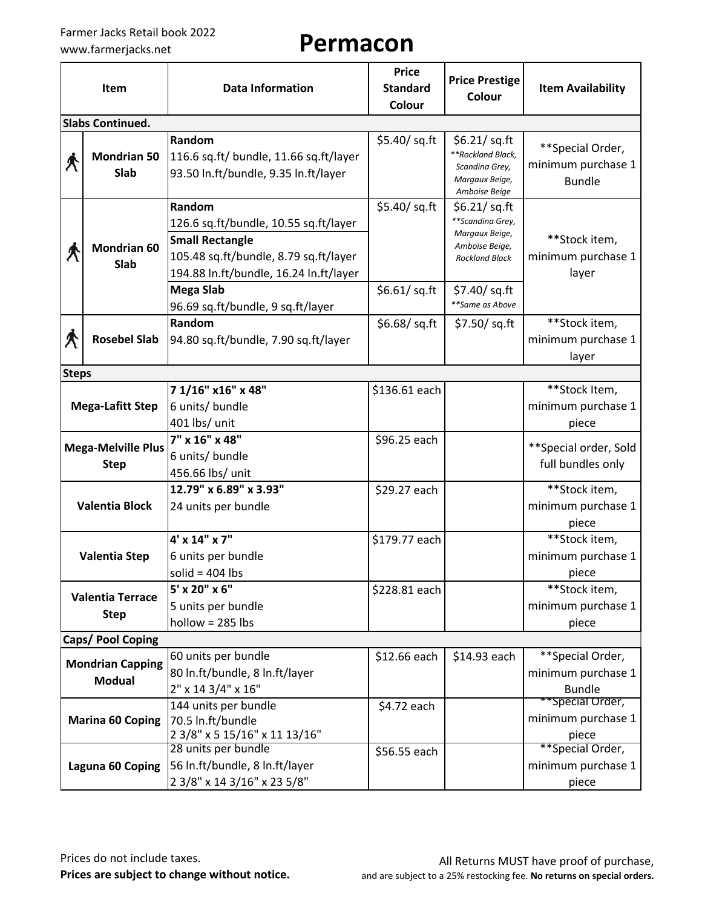Farmer Jacks Retail book 2022
www.farmerjacks.net

# Permacon

| Item | Data Information | Price Standard Colour | Price Prestige Colour | Item Availability |
|---|---|---|---|---|
| **Slabs Continued.** | | | | |
| **Mondrian 50 Slab** | **Random**<br>116.6 sq.ft/ bundle, 11.66 sq.ft/layer<br>93.50 ln.ft/bundle, 9.35 ln.ft/layer | $5.40/ sq.ft | $6.21/ sq.ft<br>*\*\*Rockland Black, Scandina Grey, Margaux Beige, Amboise Beige* | \*\*Special Order, minimum purchase 1 Bundle |
| **Mondrian 60 Slab** | **Random**<br>126.6 sq.ft/bundle, 10.55 sq.ft/layer<br>**Small Rectangle**<br>105.48 sq.ft/bundle, 8.79 sq.ft/layer<br>194.88 ln.ft/bundle, 16.24 ln.ft/layer | $5.40/ sq.ft | $6.21/ sq.ft<br>*\*\*Scandina Grey, Margaux Beige, Amboise Beige, Rockland Black* | \*\*Stock item, minimum purchase 1 layer |
| | **Mega Slab**<br>96.69 sq.ft/bundle, 9 sq.ft/layer | $6.61/ sq.ft | $7.40/ sq.ft<br>*\*\*Same as Above* | |
| **Rosebel Slab** | **Random**<br>94.80 sq.ft/bundle, 7.90 sq.ft/layer | $6.68/ sq.ft | $7.50/ sq.ft | \*\*Stock item, minimum purchase 1 layer |
| **Steps** | | | | |
| **Mega-Lafitt Step** | **7 1/16" x16" x 48"**<br>6 units/ bundle<br>401 lbs/ unit | $136.61 each | | \*\*Stock Item, minimum purchase 1 piece |
| **Mega-Melville Plus Step** | **7" x 16" x 48"**<br>6 units/ bundle<br>456.66 lbs/ unit | $96.25 each | | \*\*Special order, Sold full bundles only |
| **Valentia Block** | **12.79" x 6.89" x 3.93"**<br>24 units per bundle | $29.27 each | | \*\*Stock item, minimum purchase 1 piece |
| **Valentia Step** | **4' x 14" x 7"**<br>6 units per bundle<br>solid = 404 lbs | $179.77 each | | \*\*Stock item, minimum purchase 1 piece |
| **Valentia Terrace Step** | **5' x 20" x 6"**<br>5 units per bundle<br>hollow = 285 lbs | $228.81 each | | \*\*Stock item, minimum purchase 1 piece |
| **Caps/ Pool Coping** | | | | |
| **Mondrian Capping Modual** | 60 units per bundle<br>80 ln.ft/bundle, 8 ln.ft/layer<br>2" x 14 3/4" x 16" | $12.66 each | $14.93 each | \*\*Special Order, minimum purchase 1 Bundle |
| **Marina 60 Coping** | 144 units per bundle<br>70.5 ln.ft/bundle<br>2 3/8" x 5 15/16" x 11 13/16" | $4.72 each | | \*\*Special Order, minimum purchase 1 piece |
| **Laguna 60 Coping** | 28 units per bundle<br>56 ln.ft/bundle, 8 ln.ft/layer<br>2 3/8" x 14 3/16" x 23 5/8" | $56.55 each | | \*\*Special Order, minimum purchase 1 piece |

Prices do not include taxes.
**Prices are subject to change without notice.**

All Returns MUST have proof of purchase, and are subject to a 25% restocking fee. **No returns on special orders.**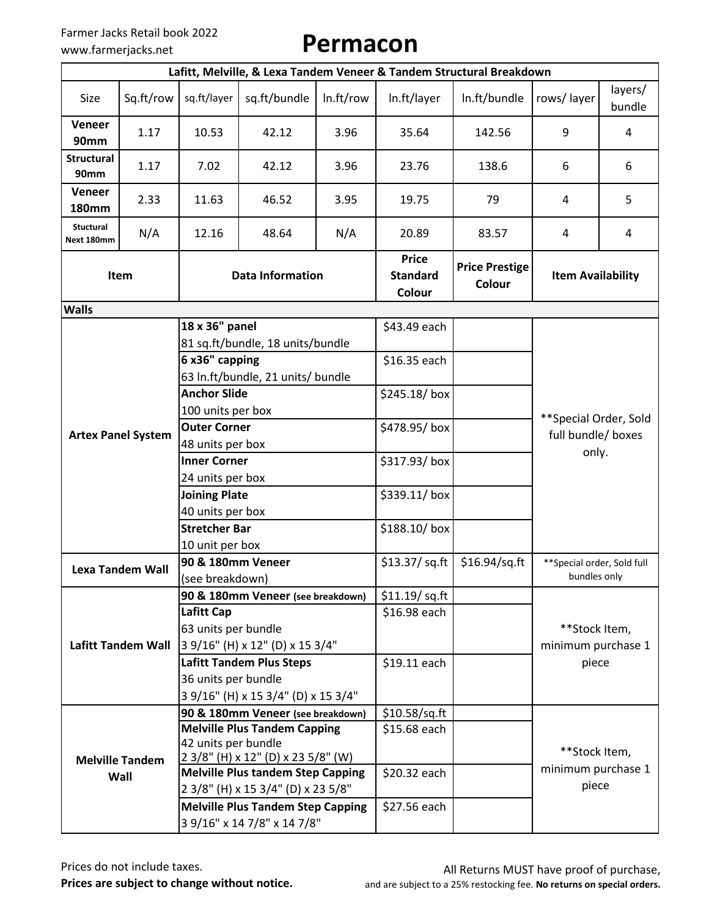Farmer Jacks Retail book 2022
www.farmerjacks.net

# Permacon

| Lafitt, Melville, & Lexa Tandem Veneer & Tandem Structural Breakdown | | | | | | | | |
|---|---|---|---|---|---|---|---|---|
| Size | Sq.ft/row | sq.ft/layer | sq.ft/bundle | ln.ft/row | ln.ft/layer | ln.ft/bundle | rows/ layer | layers/ bundle |
| **Veneer 90mm** | 1.17 | 10.53 | 42.12 | 3.96 | 35.64 | 142.56 | 9 | 4 |
| **Structural 90mm** | 1.17 | 7.02 | 42.12 | 3.96 | 23.76 | 138.6 | 6 | 6 |
| **Veneer 180mm** | 2.33 | 11.63 | 46.52 | 3.95 | 19.75 | 79 | 4 | 5 |
| **Stuctural Next 180mm** | N/A | 12.16 | 48.64 | N/A | 20.89 | 83.57 | 4 | 4 |

| Item | Data Information | Price Standard Colour | Price Prestige Colour | Item Availability |
|---|---|---|---|---|
| **Walls** | | | | |
| Artex Panel System | **18 x 36" panel** 81 sq.ft/bundle, 18 units/bundle | $43.49 each | | **Special Order, Sold full bundle/ boxes only. |
| | **6 x36" capping** 63 ln.ft/bundle, 21 units/ bundle | $16.35 each | | |
| | **Anchor Slide** 100 units per box | $245.18/ box | | |
| | **Outer Corner** 48 units per box | $478.95/ box | | |
| | **Inner Corner** 24 units per box | $317.93/ box | | |
| | **Joining Plate** 40 units per box | $339.11/ box | | |
| | **Stretcher Bar** 10 unit per box | $188.10/ box | | |
| Lexa Tandem Wall | **90 & 180mm Veneer** (see breakdown) | $13.37/ sq.ft | $16.94/sq.ft | **Special order, Sold full bundles only |
| Lafitt Tandem Wall | **90 & 180mm Veneer** (see breakdown) | $11.19/ sq.ft | | **Stock Item, minimum purchase 1 piece |
| | **Lafitt Cap** 63 units per bundle 3 9/16" (H) x 12" (D) x 15 3/4" | $16.98 each | | |
| | **Lafitt Tandem Plus Steps** 36 units per bundle 3 9/16" (H) x 15 3/4" (D) x 15 3/4" | $19.11 each | | |
| Melville Tandem Wall | **90 & 180mm Veneer** (see breakdown) | $10.58/sq.ft | | **Stock Item, minimum purchase 1 piece |
| | **Melville Plus Tandem Capping** 42 units per bundle 2 3/8" (H) x 12" (D) x 23 5/8" (W) | $15.68 each | | |
| | **Melville Plus tandem Step Capping** 2 3/8" (H) x 15 3/4" (D) x 23 5/8" | $20.32 each | | |
| | **Melville Plus Tandem Step Capping** 3 9/16" x 14 7/8" x 14 7/8" | $27.56 each | | |

Prices do not include taxes.
**Prices are subject to change without notice.**

All Returns MUST have proof of purchase, and are subject to a 25% restocking fee. **No returns on special orders.**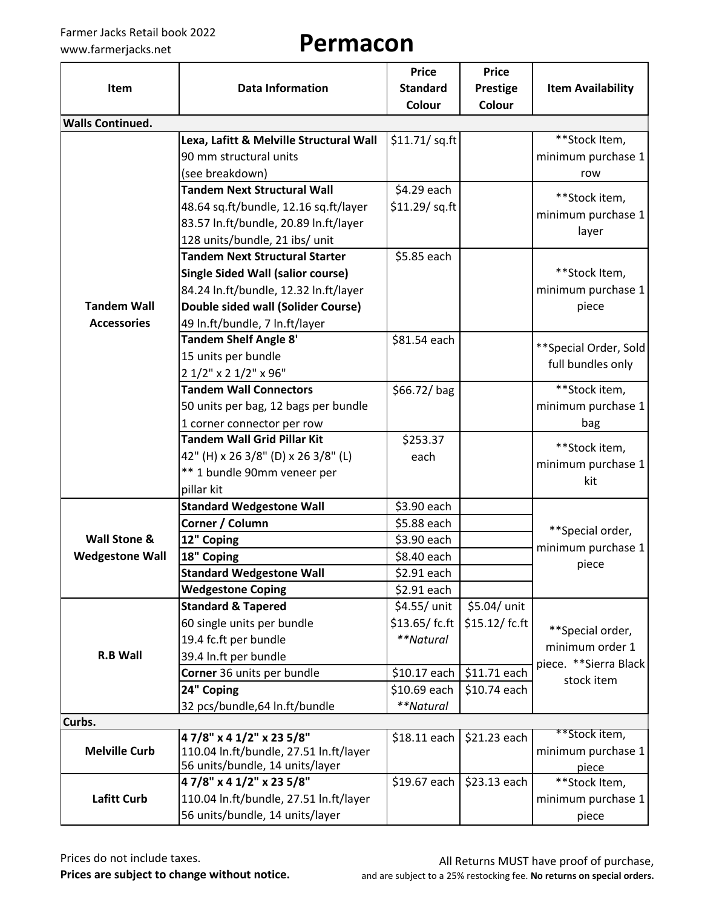Farmer Jacks Retail book 2022
www.farmerjacks.net

# Permacon

| Item | Data Information | Price Standard Colour | Price Prestige Colour | Item Availability |
|---|---|---|---|---|
| **Walls Continued.** | | | | |
| **Tandem Wall Accessories** | **Lexa, Lafitt & Melville Structural Wall**<br>90 mm structural units<br>(see breakdown) | $11.71/ sq.ft | | **Stock Item, minimum purchase 1 row |
| | **Tandem Next Structural Wall**<br>48.64 sq.ft/bundle, 12.16 sq.ft/layer<br>83.57 ln.ft/bundle, 20.89 ln.ft/layer<br>128 units/bundle, 21 ibs/ unit | $4.29 each<br>$11.29/ sq.ft | | **Stock item, minimum purchase 1 layer |
| | **Tandem Next Structural Starter**<br>**Single Sided Wall (salior course)**<br>84.24 ln.ft/bundle, 12.32 ln.ft/layer<br>**Double sided wall (Solider Course)**<br>49 ln.ft/bundle, 7 ln.ft/layer | $5.85 each | | **Stock Item, minimum purchase 1 piece |
| | **Tandem Shelf Angle 8'**<br>15 units per bundle<br>2 1/2" x 2 1/2" x 96" | $81.54 each | | **Special Order, Sold full bundles only |
| | **Tandem Wall Connectors**<br>50 units per bag, 12 bags per bundle<br>1 corner connector per row | $66.72/ bag | | **Stock item, minimum purchase 1 bag |
| | **Tandem Wall Grid Pillar Kit**<br>42" (H) x 26 3/8" (D) x 26 3/8" (L)<br>** 1 bundle 90mm veneer per pillar kit | $253.37 each | | **Stock item, minimum purchase 1 kit |
| **Wall Stone & Wedgestone Wall** | **Standard Wedgestone Wall** | $3.90 each | | **Special order, minimum purchase 1 piece |
| | **Corner / Column** | $5.88 each | | |
| | **12" Coping** | $3.90 each | | |
| | **18" Coping** | $8.40 each | | |
| | **Standard Wedgestone Wall** | $2.91 each | | |
| | **Wedgestone Coping** | $2.91 each | | |
| **R.B Wall** | **Standard & Tapered**<br>60 single units per bundle<br>19.4 fc.ft per bundle<br>39.4 ln.ft per bundle | $4.55/ unit<br>$13.65/ fc.ft<br>*Natural* | $5.04/ unit<br>$15.12/ fc.ft | **Special order, minimum order 1 piece. **Sierra Black stock item |
| | **Corner** 36 units per bundle | $10.17 each | $11.71 each | |
| | **24" Coping**<br>32 pcs/bundle,64 ln.ft/bundle | $10.69 each<br>*Natural* | $10.74 each | |
| **Curbs.** | | | | |
| **Melville Curb** | **4 7/8" x 4 1/2" x 23 5/8"**<br>110.04 ln.ft/bundle, 27.51 ln.ft/layer<br>56 units/bundle, 14 units/layer | $18.11 each | $21.23 each | **Stock item, minimum purchase 1 piece |
| **Lafitt Curb** | **4 7/8" x 4 1/2" x 23 5/8"**<br>110.04 ln.ft/bundle, 27.51 ln.ft/layer<br>56 units/bundle, 14 units/layer | $19.67 each | $23.13 each | **Stock Item, minimum purchase 1 piece |

Prices do not include taxes.
**Prices are subject to change without notice.**

All Returns MUST have proof of purchase, and are subject to a 25% restocking fee. **No returns on special orders.**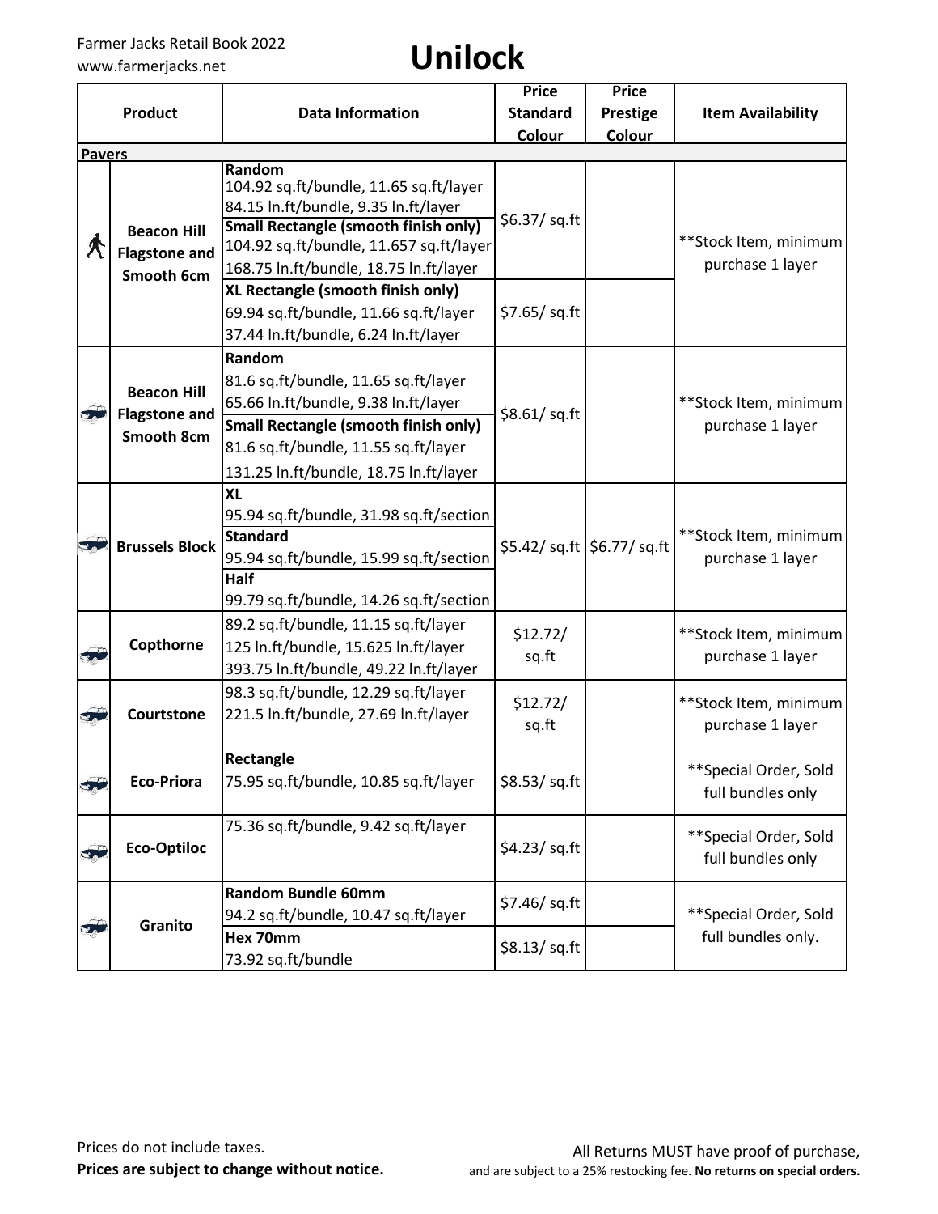Farmer Jacks Retail Book 2022
www.farmerjacks.net

# Unilock

| Product | Data Information | Price Standard Colour | Price Prestige Colour | Item Availability |
|---|---|---|---|---|
| **Pavers** | | | | |
| **Beacon Hill Flagstone and Smooth 6cm** | **Random** 104.92 sq.ft/bundle, 11.65 sq.ft/layer 84.15 ln.ft/bundle, 9.35 ln.ft/layer **Small Rectangle (smooth finish only)** 104.92 sq.ft/bundle, 11.657 sq.ft/layer 168.75 ln.ft/bundle, 18.75 ln.ft/layer | $6.37/ sq.ft | | **Stock Item, minimum purchase 1 layer |
| | **XL Rectangle (smooth finish only)** 69.94 sq.ft/bundle, 11.66 sq.ft/layer 37.44 ln.ft/bundle, 6.24 ln.ft/layer | $7.65/ sq.ft | | |
| **Beacon Hill Flagstone and Smooth 8cm** | **Random** 81.6 sq.ft/bundle, 11.65 sq.ft/layer 65.66 ln.ft/bundle, 9.38 ln.ft/layer **Small Rectangle (smooth finish only)** 81.6 sq.ft/bundle, 11.55 sq.ft/layer 131.25 ln.ft/bundle, 18.75 ln.ft/layer | $8.61/ sq.ft | | **Stock Item, minimum purchase 1 layer |
| **Brussels Block** | **XL** 95.94 sq.ft/bundle, 31.98 sq.ft/section **Standard** 95.94 sq.ft/bundle, 15.99 sq.ft/section **Half** 99.79 sq.ft/bundle, 14.26 sq.ft/section | $5.42/ sq.ft | $6.77/ sq.ft | **Stock Item, minimum purchase 1 layer |
| **Copthorne** | 89.2 sq.ft/bundle, 11.15 sq.ft/layer 125 ln.ft/bundle, 15.625 ln.ft/layer 393.75 ln.ft/bundle, 49.22 ln.ft/layer | $12.72/ sq.ft | | **Stock Item, minimum purchase 1 layer |
| **Courtstone** | 98.3 sq.ft/bundle, 12.29 sq.ft/layer 221.5 ln.ft/bundle, 27.69 ln.ft/layer | $12.72/ sq.ft | | **Stock Item, minimum purchase 1 layer |
| **Eco-Priora** | **Rectangle** 75.95 sq.ft/bundle, 10.85 sq.ft/layer | $8.53/ sq.ft | | **Special Order, Sold full bundles only |
| **Eco-Optiloc** | 75.36 sq.ft/bundle, 9.42 sq.ft/layer | $4.23/ sq.ft | | **Special Order, Sold full bundles only |
| **Granito** | **Random Bundle 60mm** 94.2 sq.ft/bundle, 10.47 sq.ft/layer | $7.46/ sq.ft | | **Special Order, Sold full bundles only. |
| | **Hex 70mm** 73.92 sq.ft/bundle | $8.13/ sq.ft | | |

Prices do not include taxes.
**Prices are subject to change without notice.**

All Returns MUST have proof of purchase, and are subject to a 25% restocking fee. **No returns on special orders.**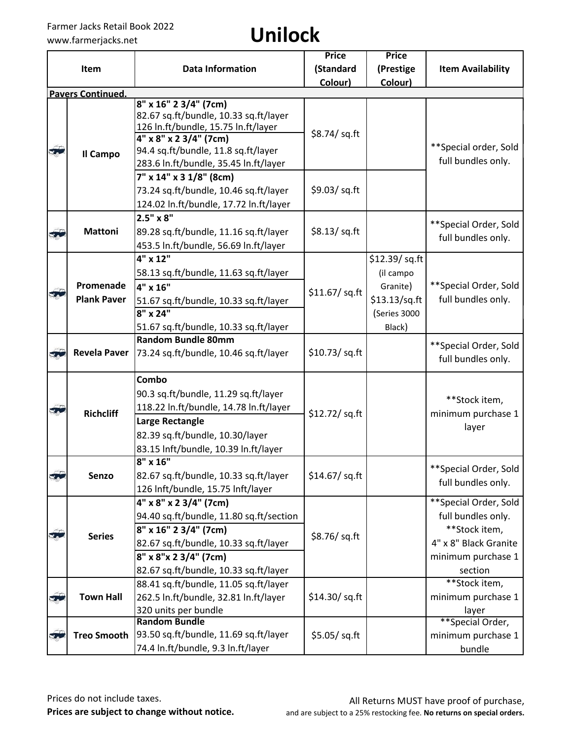# Unilock

| Item | Data Information | Price (Standard Colour) | Price (Prestige Colour) | Item Availability |
|---|---|---|---|---|
| **Pavers Continued.** | | | | |
| Il Campo | **8" x 16" 2 3/4" (7cm)** 82.67 sq.ft/bundle, 10.33 sq.ft/layer 126 ln.ft/bundle, 15.75 ln.ft/layer **4" x 8" x 2 3/4" (7cm)** 94.4 sq.ft/bundle, 11.8 sq.ft/layer 283.6 ln.ft/bundle, 35.45 ln.ft/layer | $8.74/ sq.ft | | **Special order, Sold full bundles only. |
| | **7" x 14" x 3 1/8" (8cm)** 73.24 sq.ft/bundle, 10.46 sq.ft/layer 124.02 ln.ft/bundle, 17.72 ln.ft/layer | $9.03/ sq.ft | | |
| Mattoni | **2.5" x 8"** 89.28 sq.ft/bundle, 11.16 sq.ft/layer 453.5 ln.ft/bundle, 56.69 ln.ft/layer | $8.13/ sq.ft | | **Special Order, Sold full bundles only. |
| Promenade Plank Paver | **4" x 12"** 58.13 sq.ft/bundle, 11.63 sq.ft/layer **4" x 16"** 51.67 sq.ft/bundle, 10.33 sq.ft/layer **8" x 24"** 51.67 sq.ft/bundle, 10.33 sq.ft/layer | $11.67/ sq.ft | $12.39/ sq.ft (il campo Granite) $13.13/sq.ft (Series 3000 Black) | **Special Order, Sold full bundles only. |
| Revela Paver | **Random Bundle 80mm** 73.24 sq.ft/bundle, 10.46 sq.ft/layer | $10.73/ sq.ft | | **Special Order, Sold full bundles only. |
| Richcliff | **Combo** 90.3 sq.ft/bundle, 11.29 sq.ft/layer 118.22 ln.ft/bundle, 14.78 ln.ft/layer **Large Rectangle** 82.39 sq.ft/bundle, 10.30/layer 83.15 lnft/bundle, 10.39 ln.ft/layer | $12.72/ sq.ft | | **Stock item, minimum purchase 1 layer |
| Senzo | **8" x 16"** 82.67 sq.ft/bundle, 10.33 sq.ft/layer 126 lnft/bundle, 15.75 lnft/layer | $14.67/ sq.ft | | **Special Order, Sold full bundles only. |
| Series | **4" x 8" x 2 3/4" (7cm)** 94.40 sq.ft/bundle, 11.80 sq.ft/section **8" x 16" 2 3/4" (7cm)** 82.67 sq.ft/bundle, 10.33 sq.ft/layer **8" x 8"x 2 3/4" (7cm)** 82.67 sq.ft/bundle, 10.33 sq.ft/layer | $8.76/ sq.ft | | **Special Order, Sold full bundles only. **Stock item, 4" x 8" Black Granite minimum purchase 1 section |
| Town Hall | 88.41 sq.ft/bundle, 11.05 sq.ft/layer 262.5 ln.ft/bundle, 32.81 ln.ft/layer 320 units per bundle | $14.30/ sq.ft | | **Stock item, minimum purchase 1 layer |
| Treo Smooth | **Random Bundle** 93.50 sq.ft/bundle, 11.69 sq.ft/layer 74.4 ln.ft/bundle, 9.3 ln.ft/layer | $5.05/ sq.ft | | **Special Order, minimum purchase 1 bundle |

Prices do not include taxes.
**Prices are subject to change without notice.**

All Returns MUST have proof of purchase, and are subject to a 25% restocking fee. **No returns on special orders.**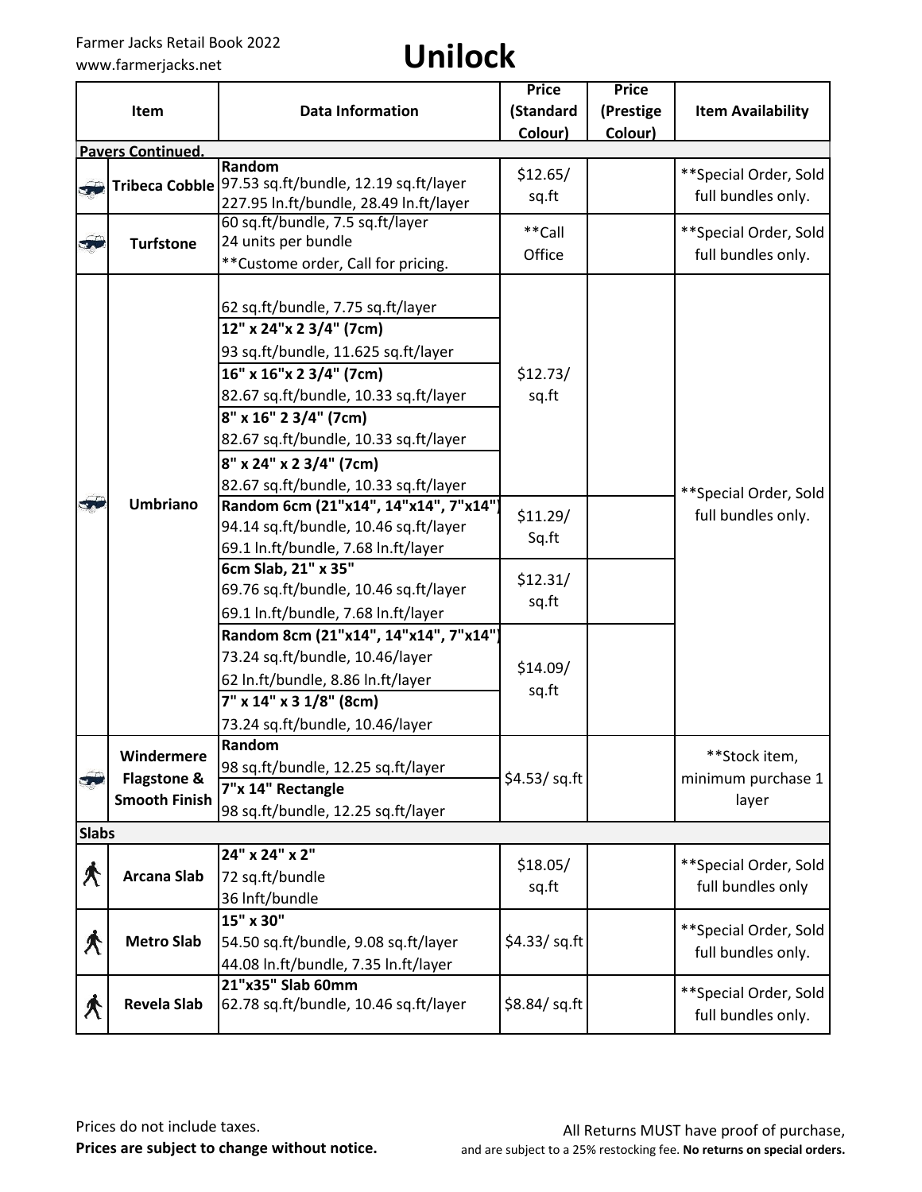Farmer Jacks Retail Book 2022
www.farmerjacks.net

# Unilock

| Item | | Data Information | Price (Standard Colour) | Price (Prestige Colour) | Item Availability |
|---|---|---|---|---|---|
| **Pavers Continued.** | | | | | |
| | Tribeca Cobble | **Random**<br>97.53 sq.ft/bundle, 12.19 sq.ft/layer<br>227.95 ln.ft/bundle, 28.49 ln.ft/layer | $12.65/ sq.ft | | **Special Order, Sold full bundles only. |
| | Turfstone | 60 sq.ft/bundle, 7.5 sq.ft/layer<br>24 units per bundle<br>**Custome order, Call for pricing. | **Call Office | | **Special Order, Sold full bundles only. |
| | Umbriano | 62 sq.ft/bundle, 7.75 sq.ft/layer<br>**12" x 24"x 2 3/4" (7cm)**<br>93 sq.ft/bundle, 11.625 sq.ft/layer<br>**16" x 16"x 2 3/4" (7cm)**<br>82.67 sq.ft/bundle, 10.33 sq.ft/layer<br>**8" x 16" 2 3/4" (7cm)**<br>82.67 sq.ft/bundle, 10.33 sq.ft/layer<br>**8" x 24" x 2 3/4" (7cm)**<br>82.67 sq.ft/bundle, 10.33 sq.ft/layer | $12.73/ sq.ft | | **Special Order, Sold full bundles only. |
| | | **Random 6cm (21"x14", 14"x14", 7"x14")**<br>94.14 sq.ft/bundle, 10.46 sq.ft/layer<br>69.1 ln.ft/bundle, 7.68 ln.ft/layer | $11.29/ Sq.ft | | |
| | | **6cm Slab, 21" x 35"**<br>69.76 sq.ft/bundle, 10.46 sq.ft/layer<br>69.1 ln.ft/bundle, 7.68 ln.ft/layer | $12.31/ sq.ft | | |
| | | **Random 8cm (21"x14", 14"x14", 7"x14")**<br>73.24 sq.ft/bundle, 10.46/layer<br>62 ln.ft/bundle, 8.86 ln.ft/layer<br>**7" x 14" x 3 1/8" (8cm)**<br>73.24 sq.ft/bundle, 10.46/layer | $14.09/ sq.ft | | |
| | Windermere Flagstone & Smooth Finish | **Random**<br>98 sq.ft/bundle, 12.25 sq.ft/layer<br>**7"x 14" Rectangle**<br>98 sq.ft/bundle, 12.25 sq.ft/layer | $4.53/ sq.ft | | **Stock item, minimum purchase 1 layer |
| **Slabs** | | | | | |
| | Arcana Slab | **24" x 24" x 2"**<br>72 sq.ft/bundle<br>36 lnft/bundle | $18.05/ sq.ft | | **Special Order, Sold full bundles only |
| | Metro Slab | **15" x 30"**<br>54.50 sq.ft/bundle, 9.08 sq.ft/layer<br>44.08 ln.ft/bundle, 7.35 ln.ft/layer | $4.33/ sq.ft | | **Special Order, Sold full bundles only. |
| | Revela Slab | **21"x35" Slab 60mm**<br>62.78 sq.ft/bundle, 10.46 sq.ft/layer | $8.84/ sq.ft | | **Special Order, Sold full bundles only. |

Prices do not include taxes.
**Prices are subject to change without notice.**

All Returns MUST have proof of purchase, and are subject to a 25% restocking fee. **No returns on special orders.**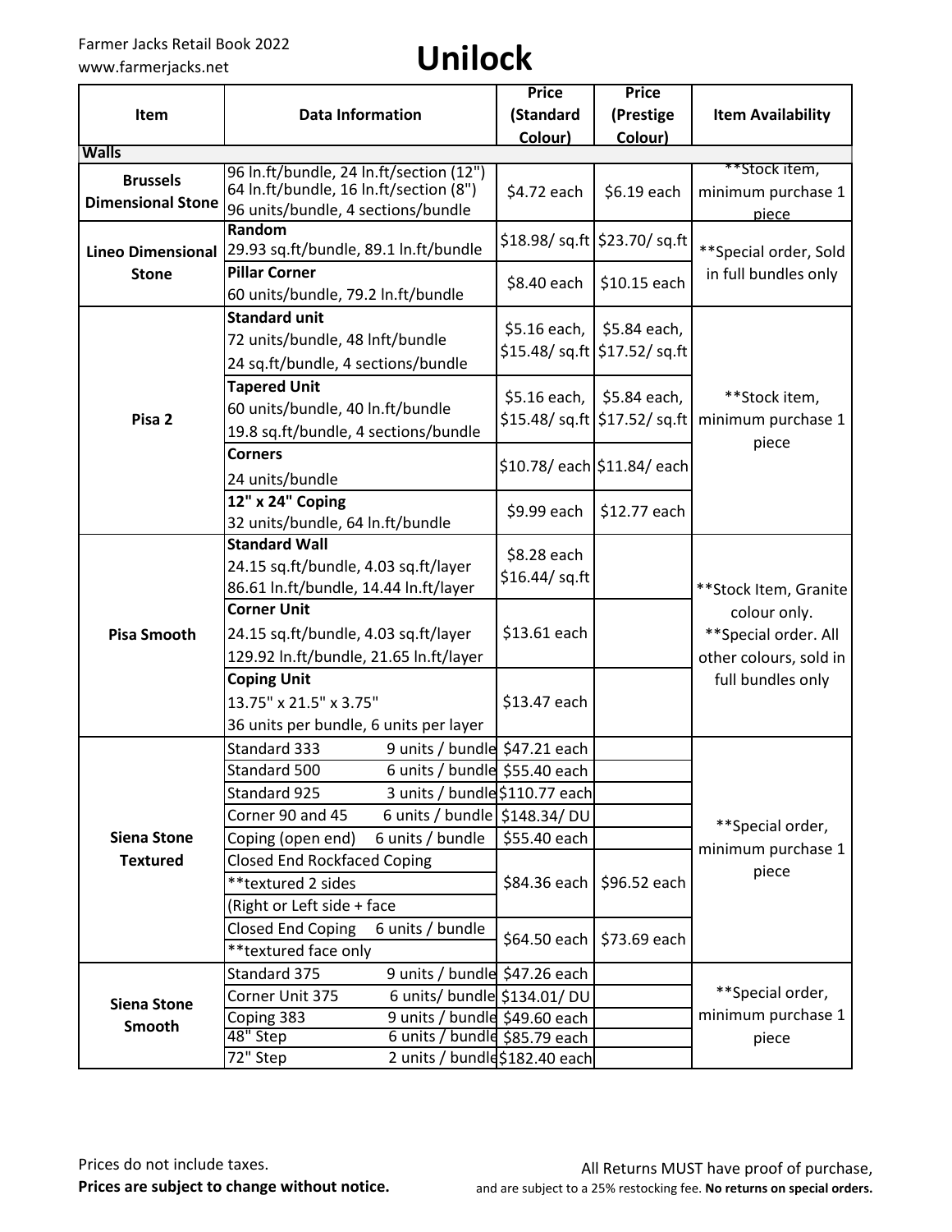Farmer Jacks Retail Book 2022
www.farmerjacks.net

# Unilock

| Item | Data Information | Price (Standard Colour) | Price (Prestige Colour) | Item Availability |
|---|---|---|---|---|
| **Walls** | | | | |
| **Brussels Dimensional Stone** | 96 ln.ft/bundle, 24 ln.ft/section (12") 64 ln.ft/bundle, 16 ln.ft/section (8") 96 units/bundle, 4 sections/bundle | $4.72 each | $6.19 each | **Stock item, minimum purchase 1 piece |
| **Lineo Dimensional Stone** | **Random** 29.93 sq.ft/bundle, 89.1 ln.ft/bundle | $18.98/ sq.ft | $23.70/ sq.ft | **Special order, Sold in full bundles only |
| | **Pillar Corner** 60 units/bundle, 79.2 ln.ft/bundle | $8.40 each | $10.15 each | |
| **Pisa 2** | **Standard unit** 72 units/bundle, 48 lnft/bundle 24 sq.ft/bundle, 4 sections/bundle | $5.16 each, $15.48/ sq.ft | $5.84 each, $17.52/ sq.ft | **Stock item, minimum purchase 1 piece |
| | **Tapered Unit** 60 units/bundle, 40 ln.ft/bundle 19.8 sq.ft/bundle, 4 sections/bundle | $5.16 each, $15.48/ sq.ft | $5.84 each, $17.52/ sq.ft | |
| | **Corners** 24 units/bundle | $10.78/ each | $11.84/ each | |
| | **12" x 24" Coping** 32 units/bundle, 64 ln.ft/bundle | $9.99 each | $12.77 each | |
| **Pisa Smooth** | **Standard Wall** 24.15 sq.ft/bundle, 4.03 sq.ft/layer 86.61 ln.ft/bundle, 14.44 ln.ft/layer | $8.28 each $16.44/ sq.ft | | **Stock Item, Granite colour only. **Special order. All other colours, sold in full bundles only |
| | **Corner Unit** 24.15 sq.ft/bundle, 4.03 sq.ft/layer 129.92 ln.ft/bundle, 21.65 ln.ft/layer | $13.61 each | | |
| | **Coping Unit** 13.75" x 21.5" x 3.75" 36 units per bundle, 6 units per layer | $13.47 each | | |
| **Siena Stone Textured** | Standard 333 9 units / bundle | $47.21 each | | **Special order, minimum purchase 1 piece |
| | Standard 500 6 units / bundle | $55.40 each | | |
| | Standard 925 3 units / bundle | $110.77 each | | |
| | Corner 90 and 45 6 units / bundle | $148.34/ DU | | |
| | Coping (open end) 6 units / bundle | $55.40 each | | |
| | Closed End Rockfaced Coping **textured 2 sides (Right or Left side + face | $84.36 each | $96.52 each | |
| | Closed End Coping 6 units / bundle **textured face only | $64.50 each | $73.69 each | |
| **Siena Stone Smooth** | Standard 375 9 units / bundle | $47.26 each | | **Special order, minimum purchase 1 piece |
| | Corner Unit 375 6 units/ bundle | $134.01/ DU | | |
| | Coping 383 9 units / bundle | $49.60 each | | |
| | 48" Step 6 units / bundle | $85.79 each | | |
| | 72" Step 2 units / bundle | $182.40 each | | |

Prices do not include taxes.
**Prices are subject to change without notice.**

All Returns MUST have proof of purchase, and are subject to a 25% restocking fee. **No returns on special orders.**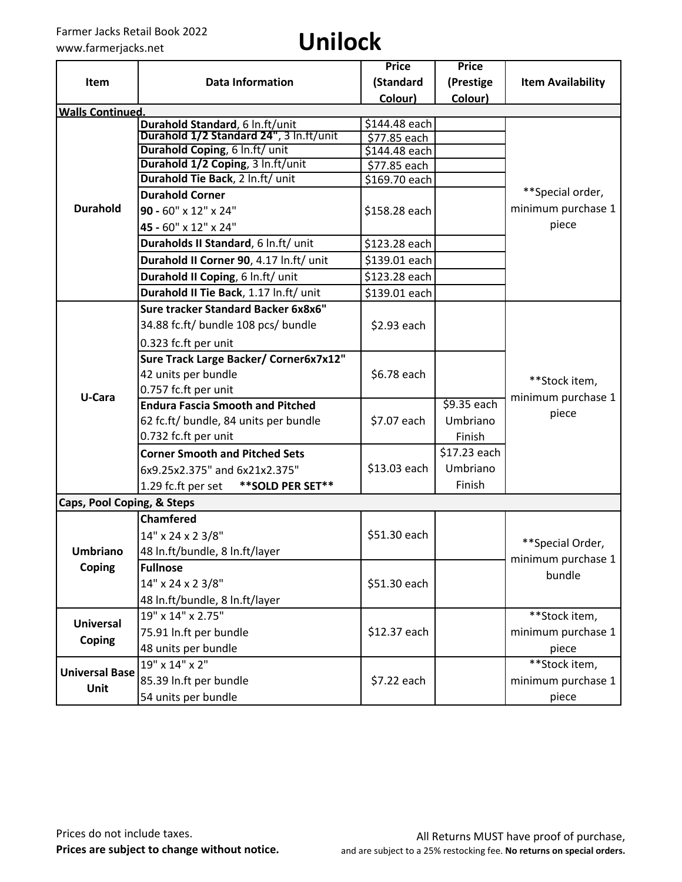Farmer Jacks Retail Book 2022
www.farmerjacks.net

# Unilock

| Item | Data Information | Price (Standard Colour) | Price (Prestige Colour) | Item Availability |
|---|---|---|---|---|
| **Walls Continued.** | | | | |
| Durahold | **Durahold Standard**, 6 ln.ft/unit | $144.48 each | | **Special order, minimum purchase 1 piece |
| | **Durahold 1/2 Standard 24"**, 3 ln.ft/unit | $77.85 each | | |
| | **Durahold Coping**, 6 ln.ft/ unit | $144.48 each | | |
| | **Durahold 1/2 Coping**, 3 ln.ft/unit | $77.85 each | | |
| | **Durahold Tie Back**, 2 ln.ft/ unit | $169.70 each | | |
| | **Durahold Corner** **90 -** 60" x 12" x 24" **45 -** 60" x 12" x 24" | $158.28 each | | |
| | **Duraholds II Standard**, 6 ln.ft/ unit | $123.28 each | | |
| | **Durahold II Corner 90**, 4.17 ln.ft/ unit | $139.01 each | | |
| | **Durahold II Coping**, 6 ln.ft/ unit | $123.28 each | | |
| | **Durahold II Tie Back**, 1.17 ln.ft/ unit | $139.01 each | | |
| U-Cara | **Sure tracker Standard Backer 6x8x6"** 34.88 fc.ft/ bundle 108 pcs/ bundle 0.323 fc.ft per unit | $2.93 each | | **Stock item, minimum purchase 1 piece |
| | **Sure Track Large Backer/ Corner6x7x12"** 42 units per bundle 0.757 fc.ft per unit | $6.78 each | | |
| | **Endura Fascia Smooth and Pitched** 62 fc.ft/ bundle, 84 units per bundle 0.732 fc.ft per unit | $7.07 each | $9.35 each Umbriano Finish | |
| | **Corner Smooth and Pitched Sets** 6x9.25x2.375" and 6x21x2.375" 1.29 fc.ft per set **SOLD PER SET** | $13.03 each | $17.23 each Umbriano Finish | |
| **Caps, Pool Coping, & Steps** | | | | |
| Umbriano Coping | **Chamfered** 14" x 24 x 2 3/8" 48 ln.ft/bundle, 8 ln.ft/layer | $51.30 each | | **Special Order, minimum purchase 1 bundle |
| | **Fullnose** 14" x 24 x 2 3/8" 48 ln.ft/bundle, 8 ln.ft/layer | $51.30 each | | |
| Universal Coping | 19" x 14" x 2.75" 75.91 ln.ft per bundle 48 units per bundle | $12.37 each | | **Stock item, minimum purchase 1 piece |
| Universal Base Unit | 19" x 14" x 2" 85.39 ln.ft per bundle 54 units per bundle | $7.22 each | | **Stock item, minimum purchase 1 piece |

Prices do not include taxes.
**Prices are subject to change without notice.**

All Returns MUST have proof of purchase, and are subject to a 25% restocking fee. **No returns on special orders.**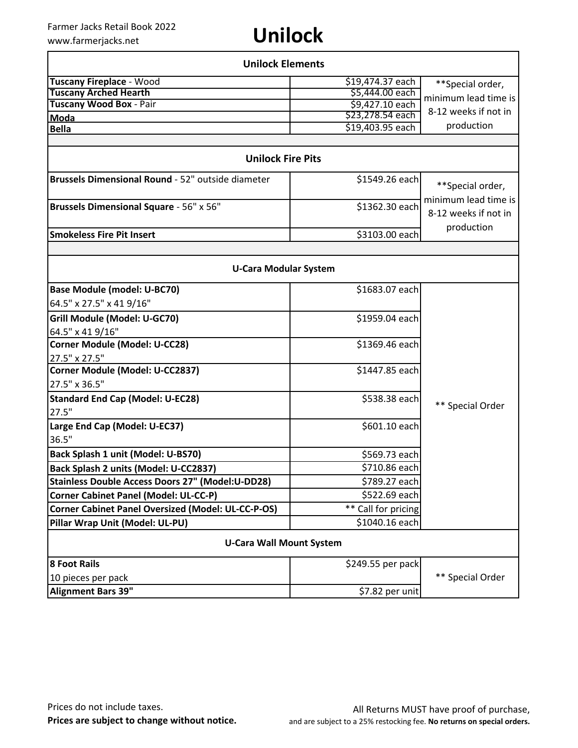Farmer Jacks Retail Book 2022
www.farmerjacks.net

# Unilock

| Unilock Elements | | |
|---|---|---|
| **Tuscany Fireplace** - Wood | $19,474.37 each | **Special order, minimum lead time is 8-12 weeks if not in production |
| **Tuscany Arched Hearth** | $5,444.00 each | |
| **Tuscany Wood Box** - Pair | $9,427.10 each | |
| **Moda** | $23,278.54 each | |
| **Bella** | $19,403.95 each | |

| Unilock Fire Pits | | |
|---|---|---|
| **Brussels Dimensional Round** - 52" outside diameter | $1549.26 each | **Special order, minimum lead time is 8-12 weeks if not in production |
| **Brussels Dimensional Square** - 56" x 56" | $1362.30 each | |
| **Smokeless Fire Pit Insert** | $3103.00 each | |

| U-Cara Modular System | | |
|---|---|---|
| **Base Module (model: U-BC70)** 64.5" x 27.5" x 41 9/16" | $1683.07 each | ** Special Order |
| **Grill Module (Model: U-GC70)** 64.5" x 41 9/16" | $1959.04 each | |
| **Corner Module (Model: U-CC28)** 27.5" x 27.5" | $1369.46 each | |
| **Corner Module (Model: U-CC2837)** 27.5" x 36.5" | $1447.85 each | |
| **Standard End Cap (Model: U-EC28)** 27.5" | $538.38 each | |
| **Large End Cap (Model: U-EC37)** 36.5" | $601.10 each | |
| **Back Splash 1 unit (Model: U-BS70)** | $569.73 each | |
| **Back Splash 2 units (Model: U-CC2837)** | $710.86 each | |
| **Stainless Double Access Doors 27" (Model:U-DD28)** | $789.27 each | |
| **Corner Cabinet Panel (Model: UL-CC-P)** | $522.69 each | |
| **Corner Cabinet Panel Oversized (Model: UL-CC-P-OS)** | ** Call for pricing | |
| **Pillar Wrap Unit (Model: UL-PU)** | $1040.16 each | |

| U-Cara Wall Mount System | | |
|---|---|---|
| **8 Foot Rails** 10 pieces per pack | $249.55 per pack | ** Special Order |
| **Alignment Bars 39"** | $7.82 per unit | |

Prices do not include taxes.
**Prices are subject to change without notice.**

All Returns MUST have proof of purchase, and are subject to a 25% restocking fee. **No returns on special orders.**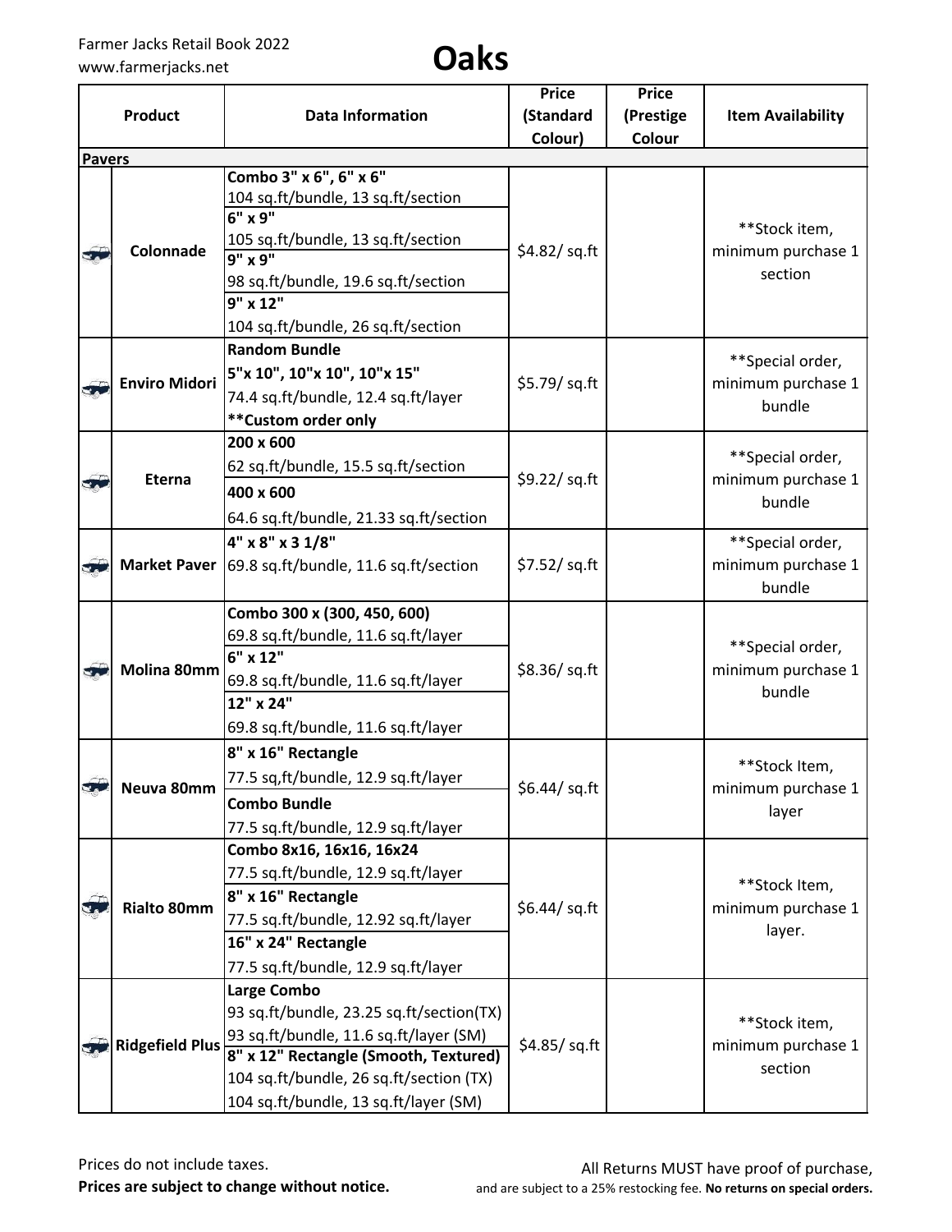Farmer Jacks Retail Book 2022
www.farmerjacks.net

# Oaks

| Product | Data Information | Price (Standard Colour) | Price (Prestige Colour | Item Availability |
|---|---|---|---|---|
| **Pavers** | | | | |
| Colonnade | **Combo 3" x 6", 6" x 6"**<br>104 sq.ft/bundle, 13 sq.ft/section<br>**6" x 9"**<br>105 sq.ft/bundle, 13 sq.ft/section<br>**9" x 9"**<br>98 sq.ft/bundle, 19.6 sq.ft/section<br>**9" x 12"**<br>104 sq.ft/bundle, 26 sq.ft/section | $4.82/ sq.ft | | **Stock item, minimum purchase 1 section |
| Enviro Midori | **Random Bundle**<br>**5"x 10", 10"x 10", 10"x 15"**<br>74.4 sq.ft/bundle, 12.4 sq.ft/layer<br>****Custom order only** | $5.79/ sq.ft | | **Special order, minimum purchase 1 bundle |
| Eterna | **200 x 600**<br>62 sq.ft/bundle, 15.5 sq.ft/section<br>**400 x 600**<br>64.6 sq.ft/bundle, 21.33 sq.ft/section | $9.22/ sq.ft | | **Special order, minimum purchase 1 bundle |
| Market Paver | **4" x 8" x 3 1/8"**<br>69.8 sq.ft/bundle, 11.6 sq.ft/section | $7.52/ sq.ft | | **Special order, minimum purchase 1 bundle |
| Molina 80mm | **Combo 300 x (300, 450, 600)**<br>69.8 sq.ft/bundle, 11.6 sq.ft/layer<br>**6" x 12"**<br>69.8 sq.ft/bundle, 11.6 sq.ft/layer<br>**12" x 24"**<br>69.8 sq.ft/bundle, 11.6 sq.ft/layer | $8.36/ sq.ft | | **Special order, minimum purchase 1 bundle |
| Neuva 80mm | **8" x 16" Rectangle**<br>77.5 sq,ft/bundle, 12.9 sq.ft/layer<br>**Combo Bundle**<br>77.5 sq.ft/bundle, 12.9 sq.ft/layer | $6.44/ sq.ft | | **Stock Item, minimum purchase 1 layer |
| Rialto 80mm | **Combo 8x16, 16x16, 16x24**<br>77.5 sq.ft/bundle, 12.9 sq.ft/layer<br>**8" x 16" Rectangle**<br>77.5 sq.ft/bundle, 12.92 sq.ft/layer<br>**16" x 24" Rectangle**<br>77.5 sq.ft/bundle, 12.9 sq.ft/layer | $6.44/ sq.ft | | **Stock Item, minimum purchase 1 layer. |
| Ridgefield Plus | **Large Combo**<br>93 sq.ft/bundle, 23.25 sq.ft/section(TX)<br>93 sq.ft/bundle, 11.6 sq.ft/layer (SM)<br>**8" x 12" Rectangle (Smooth, Textured)**<br>104 sq.ft/bundle, 26 sq.ft/section (TX)<br>104 sq.ft/bundle, 13 sq.ft/layer (SM) | $4.85/ sq.ft | | **Stock item, minimum purchase 1 section |

Prices do not include taxes.
**Prices are subject to change without notice.**

All Returns MUST have proof of purchase, and are subject to a 25% restocking fee. **No returns on special orders.**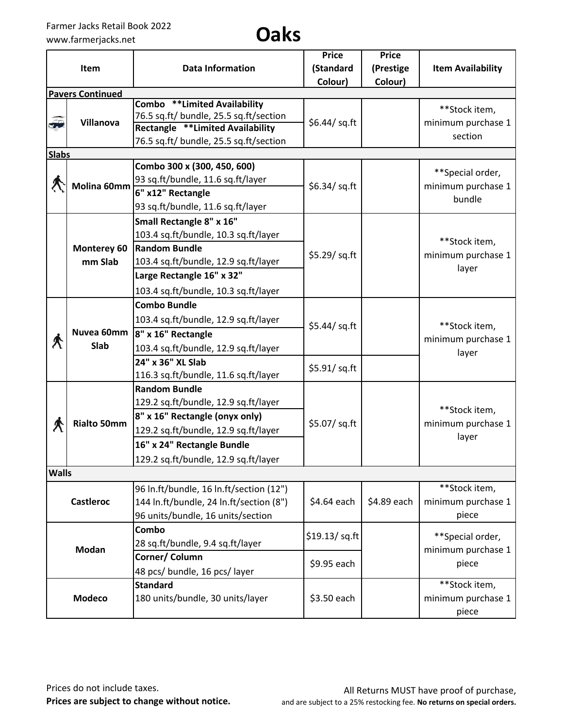Farmer Jacks Retail Book 2022
www.farmerjacks.net

# Oaks

| Item | Data Information | Price (Standard Colour) | Price (Prestige Colour) | Item Availability |
|---|---|---|---|---|
| **Pavers Continued** | | | | |
| Villanova | **Combo \*\*Limited Availability** 76.5 sq.ft/ bundle, 25.5 sq.ft/section | $6.44/ sq.ft | | \*\*Stock item, minimum purchase 1 section |
| | **Rectangle \*\*Limited Availability** 76.5 sq.ft/ bundle, 25.5 sq.ft/section | | | |
| **Slabs** | | | | |
| Molina 60mm | **Combo 300 x (300, 450, 600)** 93 sq.ft/bundle, 11.6 sq.ft/layer | $6.34/ sq.ft | | \*\*Special order, minimum purchase 1 bundle |
| | **6" x12" Rectangle** 93 sq.ft/bundle, 11.6 sq.ft/layer | | | |
| Monterey 60 mm Slab | **Small Rectangle 8" x 16"** 103.4 sq.ft/bundle, 10.3 sq.ft/layer | $5.29/ sq.ft | | \*\*Stock item, minimum purchase 1 layer |
| | **Random Bundle** 103.4 sq.ft/bundle, 12.9 sq.ft/layer | | | |
| | **Large Rectangle 16" x 32"** 103.4 sq.ft/bundle, 10.3 sq.ft/layer | | | |
| Nuvea 60mm Slab | **Combo Bundle** 103.4 sq.ft/bundle, 12.9 sq.ft/layer | $5.44/ sq.ft | | \*\*Stock item, minimum purchase 1 layer |
| | **8" x 16" Rectangle** 103.4 sq.ft/bundle, 12.9 sq.ft/layer | | | |
| | **24" x 36" XL Slab** 116.3 sq.ft/bundle, 11.6 sq.ft/layer | $5.91/ sq.ft | | |
| Rialto 50mm | **Random Bundle** 129.2 sq.ft/bundle, 12.9 sq.ft/layer | $5.07/ sq.ft | | \*\*Stock item, minimum purchase 1 layer |
| | **8" x 16" Rectangle (onyx only)** 129.2 sq.ft/bundle, 12.9 sq.ft/layer | | | |
| | **16" x 24" Rectangle Bundle** 129.2 sq.ft/bundle, 12.9 sq.ft/layer | | | |
| **Walls** | | | | |
| Castleroc | 96 ln.ft/bundle, 16 ln.ft/section (12") 144 ln.ft/bundle, 24 ln.ft/section (8") 96 units/bundle, 16 units/section | $4.64 each | $4.89 each | \*\*Stock item, minimum purchase 1 piece |
| Modan | **Combo** 28 sq.ft/bundle, 9.4 sq.ft/layer | $19.13/ sq.ft | | \*\*Special order, minimum purchase 1 piece |
| | **Corner/ Column** 48 pcs/ bundle, 16 pcs/ layer | $9.95 each | | |
| Modeco | **Standard** 180 units/bundle, 30 units/layer | $3.50 each | | \*\*Stock item, minimum purchase 1 piece |

Prices do not include taxes.
**Prices are subject to change without notice.**

All Returns MUST have proof of purchase, and are subject to a 25% restocking fee. **No returns on special orders.**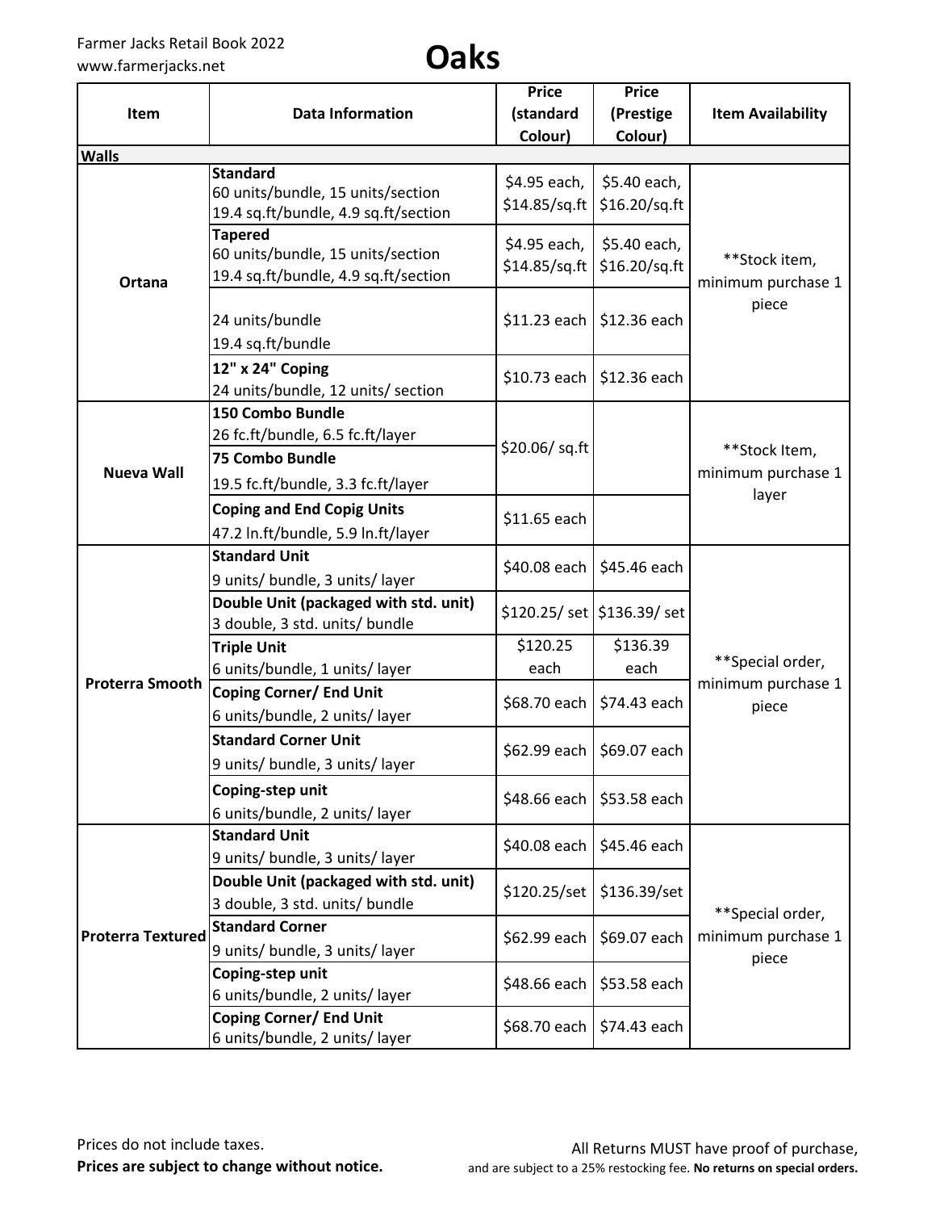Farmer Jacks Retail Book 2022
www.farmerjacks.net

# Oaks

| Item | Data Information | Price (standard Colour) | Price (Prestige Colour) | Item Availability |
|---|---|---|---|---|
| **Walls** | | | | |
| **Ortana** | **Standard** 60 units/bundle, 15 units/section 19.4 sq.ft/bundle, 4.9 sq.ft/section | $4.95 each, $14.85/sq.ft | $5.40 each, $16.20/sq.ft | **Stock item, minimum purchase 1 piece |
| | **Tapered** 60 units/bundle, 15 units/section 19.4 sq.ft/bundle, 4.9 sq.ft/section | $4.95 each, $14.85/sq.ft | $5.40 each, $16.20/sq.ft | |
| | 24 units/bundle 19.4 sq.ft/bundle | $11.23 each | $12.36 each | |
| | **12" x 24" Coping** 24 units/bundle, 12 units/ section | $10.73 each | $12.36 each | |
| **Nueva Wall** | **150 Combo Bundle** 26 fc.ft/bundle, 6.5 fc.ft/layer | $20.06/ sq.ft | | **Stock Item, minimum purchase 1 layer |
| | **75 Combo Bundle** 19.5 fc.ft/bundle, 3.3 fc.ft/layer | | | |
| | **Coping and End Copig Units** 47.2 ln.ft/bundle, 5.9 ln.ft/layer | $11.65 each | | |
| **Proterra Smooth** | **Standard Unit** 9 units/ bundle, 3 units/ layer | $40.08 each | $45.46 each | **Special order, minimum purchase 1 piece |
| | **Double Unit (packaged with std. unit)** 3 double, 3 std. units/ bundle | $120.25/ set | $136.39/ set | |
| | **Triple Unit** 6 units/bundle, 1 units/ layer | $120.25 each | $136.39 each | |
| | **Coping Corner/ End Unit** 6 units/bundle, 2 units/ layer | $68.70 each | $74.43 each | |
| | **Standard Corner Unit** 9 units/ bundle, 3 units/ layer | $62.99 each | $69.07 each | |
| | **Coping-step unit** 6 units/bundle, 2 units/ layer | $48.66 each | $53.58 each | |
| **Proterra Textured** | **Standard Unit** 9 units/ bundle, 3 units/ layer | $40.08 each | $45.46 each | **Special order, minimum purchase 1 piece |
| | **Double Unit (packaged with std. unit)** 3 double, 3 std. units/ bundle | $120.25/set | $136.39/set | |
| | **Standard Corner** 9 units/ bundle, 3 units/ layer | $62.99 each | $69.07 each | |
| | **Coping-step unit** 6 units/bundle, 2 units/ layer | $48.66 each | $53.58 each | |
| | **Coping Corner/ End Unit** 6 units/bundle, 2 units/ layer | $68.70 each | $74.43 each | |

Prices do not include taxes.
**Prices are subject to change without notice.**

All Returns MUST have proof of purchase, and are subject to a 25% restocking fee. **No returns on special orders.**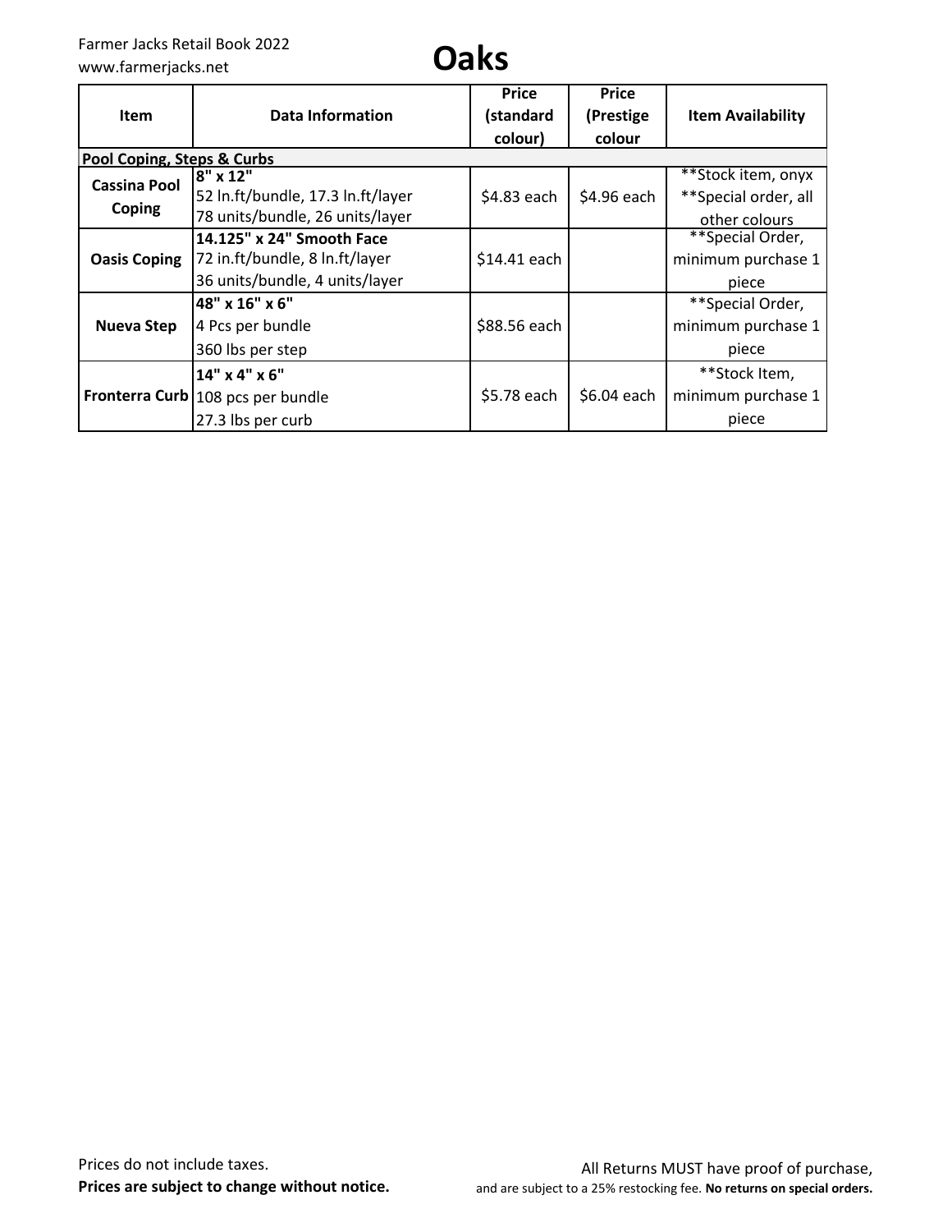# Oaks

| Item | Data Information | Price (standard colour) | Price (Prestige colour | Item Availability |
|---|---|---|---|---|
| **Pool Coping, Steps & Curbs** | | | | |
| **Cassina Pool Coping** | **8" x 12"**<br>52 ln.ft/bundle, 17.3 ln.ft/layer<br>78 units/bundle, 26 units/layer | $4.83 each | $4.96 each | **Stock item, onyx<br>**Special order, all other colours |
| **Oasis Coping** | **14.125" x 24" Smooth Face**<br>72 in.ft/bundle, 8 ln.ft/layer<br>36 units/bundle, 4 units/layer | $14.41 each | | **Special Order, minimum purchase 1 piece |
| **Nueva Step** | **48" x 16" x 6"**<br>4 Pcs per bundle<br>360 lbs per step | $88.56 each | | **Special Order, minimum purchase 1 piece |
| **Fronterra Curb** | **14" x 4" x 6"**<br>108 pcs per bundle<br>27.3 lbs per curb | $5.78 each | $6.04 each | **Stock Item, minimum purchase 1 piece |

Prices do not include taxes.
**Prices are subject to change without notice.**

All Returns MUST have proof of purchase, and are subject to a 25% restocking fee. **No returns on special orders.**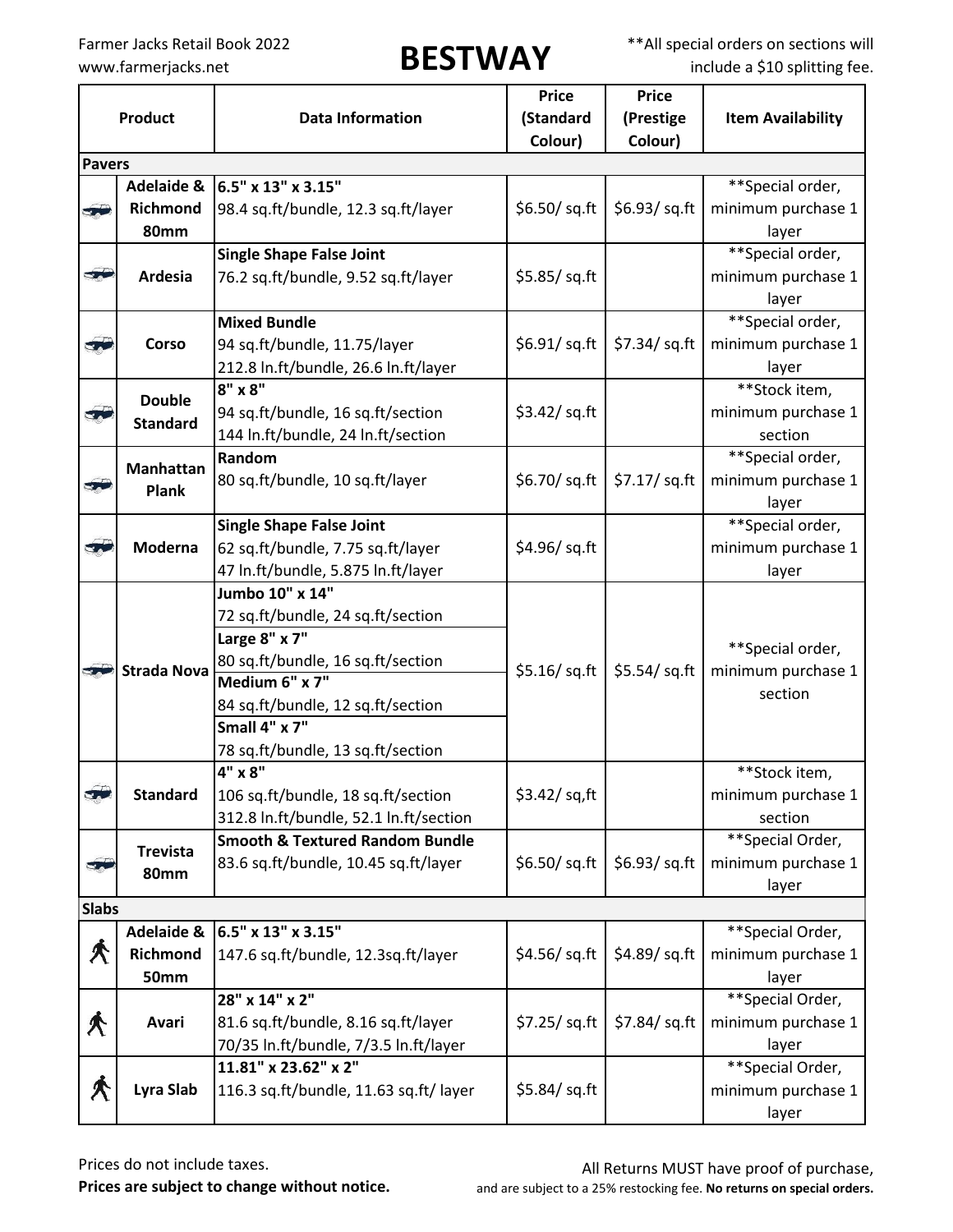Farmer Jacks Retail Book 2022
www.farmerjacks.net

# BESTWAY

**All special orders on sections will include a $10 splitting fee.

| Product | | Data Information | Price (Standard Colour) | Price (Prestige Colour) | Item Availability |
|---|---|---|---|---|---|
| **Pavers** | | | | | |
| | **Adelaide & Richmond 80mm** | **6.5" x 13" x 3.15"**<br>98.4 sq.ft/bundle, 12.3 sq.ft/layer | $6.50/ sq.ft | $6.93/ sq.ft | **Special order, minimum purchase 1 layer |
| | **Ardesia** | **Single Shape False Joint**<br>76.2 sq.ft/bundle, 9.52 sq.ft/layer | $5.85/ sq.ft | | **Special order, minimum purchase 1 layer |
| | **Corso** | **Mixed Bundle**<br>94 sq.ft/bundle, 11.75/layer<br>212.8 ln.ft/bundle, 26.6 ln.ft/layer | $6.91/ sq.ft | $7.34/ sq.ft | **Special order, minimum purchase 1 layer |
| | **Double Standard** | **8" x 8"**<br>94 sq.ft/bundle, 16 sq.ft/section<br>144 ln.ft/bundle, 24 ln.ft/section | $3.42/ sq.ft | | **Stock item, minimum purchase 1 section |
| | **Manhattan Plank** | **Random**<br>80 sq.ft/bundle, 10 sq.ft/layer | $6.70/ sq.ft | $7.17/ sq.ft | **Special order, minimum purchase 1 layer |
| | **Moderna** | **Single Shape False Joint**<br>62 sq.ft/bundle, 7.75 sq.ft/layer<br>47 ln.ft/bundle, 5.875 ln.ft/layer | $4.96/ sq.ft | | **Special order, minimum purchase 1 layer |
| | **Strada Nova** | **Jumbo 10" x 14"**<br>72 sq.ft/bundle, 24 sq.ft/section<br>**Large 8" x 7"**<br>80 sq.ft/bundle, 16 sq.ft/section<br>**Medium 6" x 7"**<br>84 sq.ft/bundle, 12 sq.ft/section<br>**Small 4" x 7"**<br>78 sq.ft/bundle, 13 sq.ft/section | $5.16/ sq.ft | $5.54/ sq.ft | **Special order, minimum purchase 1 section |
| | **Standard** | **4" x 8"**<br>106 sq.ft/bundle, 18 sq.ft/section<br>312.8 ln.ft/bundle, 52.1 ln.ft/section | $3.42/ sq,ft | | **Stock item, minimum purchase 1 section |
| | **Trevista 80mm** | **Smooth & Textured Random Bundle**<br>83.6 sq.ft/bundle, 10.45 sq.ft/layer | $6.50/ sq.ft | $6.93/ sq.ft | **Special Order, minimum purchase 1 layer |
| **Slabs** | | | | | |
| | **Adelaide & Richmond 50mm** | **6.5" x 13" x 3.15"**<br>147.6 sq.ft/bundle, 12.3sq.ft/layer | $4.56/ sq.ft | $4.89/ sq.ft | **Special Order, minimum purchase 1 layer |
| | **Avari** | **28" x 14" x 2"**<br>81.6 sq.ft/bundle, 8.16 sq.ft/layer<br>70/35 ln.ft/bundle, 7/3.5 ln.ft/layer | $7.25/ sq.ft | $7.84/ sq.ft | **Special Order, minimum purchase 1 layer |
| | **Lyra Slab** | **11.81" x 23.62" x 2"**<br>116.3 sq.ft/bundle, 11.63 sq.ft/ layer | $5.84/ sq.ft | | **Special Order, minimum purchase 1 layer |

Prices do not include taxes.
**Prices are subject to change without notice.**

All Returns MUST have proof of purchase, and are subject to a 25% restocking fee. **No returns on special orders.**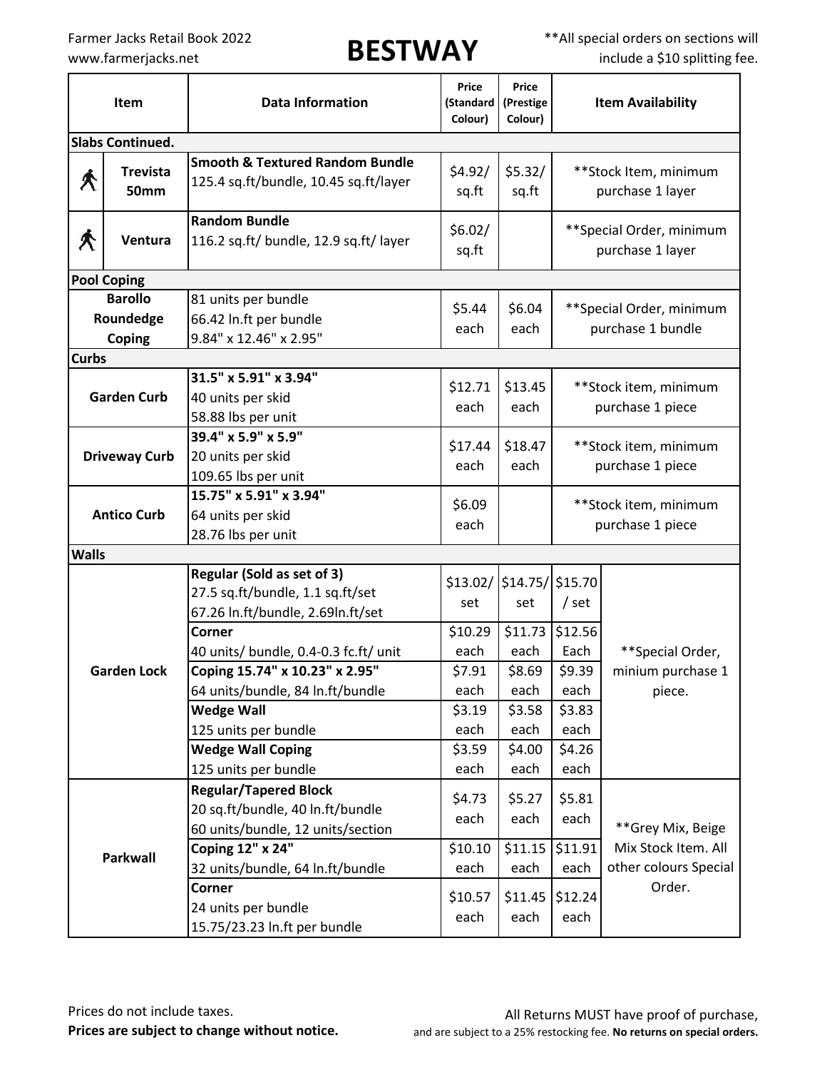Farmer Jacks Retail Book 2022
www.farmerjacks.net

# BESTWAY

**All special orders on sections will include a $10 splitting fee.

| Item | | Data Information | Price (Standard Colour) | Price (Prestige Colour) | | Item Availability |
|---|---|---|---|---|---|---|
| **Slabs Continued.** | | | | | | |
| 🚶 | **Trevista 50mm** | **Smooth & Textured Random Bundle** 125.4 sq.ft/bundle, 10.45 sq.ft/layer | $4.92/ sq.ft | $5.32/ sq.ft | | **Stock Item, minimum purchase 1 layer |
| 🚶 | **Ventura** | **Random Bundle** 116.2 sq.ft/ bundle, 12.9 sq.ft/ layer | $6.02/ sq.ft | | | **Special Order, minimum purchase 1 layer |
| **Pool Coping** | | | | | | |
| **Barollo Roundedge Coping** | | 81 units per bundle 66.42 ln.ft per bundle 9.84" x 12.46" x 2.95" | $5.44 each | $6.04 each | | **Special Order, minimum purchase 1 bundle |
| **Curbs** | | | | | | |
| **Garden Curb** | | **31.5" x 5.91" x 3.94"** 40 units per skid 58.88 lbs per unit | $12.71 each | $13.45 each | | **Stock item, minimum purchase 1 piece |
| **Driveway Curb** | | **39.4" x 5.9" x 5.9"** 20 units per skid 109.65 lbs per unit | $17.44 each | $18.47 each | | **Stock item, minimum purchase 1 piece |
| **Antico Curb** | | **15.75" x 5.91" x 3.94"** 64 units per skid 28.76 lbs per unit | $6.09 each | | | **Stock item, minimum purchase 1 piece |
| **Walls** | | | | | | |
| **Garden Lock** | | **Regular (Sold as set of 3)** 27.5 sq.ft/bundle, 1.1 sq.ft/set 67.26 ln.ft/bundle, 2.69ln.ft/set | $13.02/ set | $14.75/ set | $15.70 / set | **Special Order, minium purchase 1 piece. |
| | | **Corner** 40 units/ bundle, 0.4-0.3 fc.ft/ unit | $10.29 each | $11.73 each | $12.56 Each | |
| | | **Coping 15.74" x 10.23" x 2.95"** 64 units/bundle, 84 ln.ft/bundle | $7.91 each | $8.69 each | $9.39 each | |
| | | **Wedge Wall** 125 units per bundle | $3.19 each | $3.58 each | $3.83 each | |
| | | **Wedge Wall Coping** 125 units per bundle | $3.59 each | $4.00 each | $4.26 each | |
| **Parkwall** | | **Regular/Tapered Block** 20 sq.ft/bundle, 40 ln.ft/bundle 60 units/bundle, 12 units/section | $4.73 each | $5.27 each | $5.81 each | **Grey Mix, Beige Mix Stock Item. All other colours Special Order. |
| | | **Coping 12" x 24"** 32 units/bundle, 64 ln.ft/bundle | $10.10 each | $11.15 each | $11.91 each | |
| | | **Corner** 24 units per bundle 15.75/23.23 ln.ft per bundle | $10.57 each | $11.45 each | $12.24 each | |

Prices do not include taxes.
**Prices are subject to change without notice.**

All Returns MUST have proof of purchase, and are subject to a 25% restocking fee. **No returns on special orders.**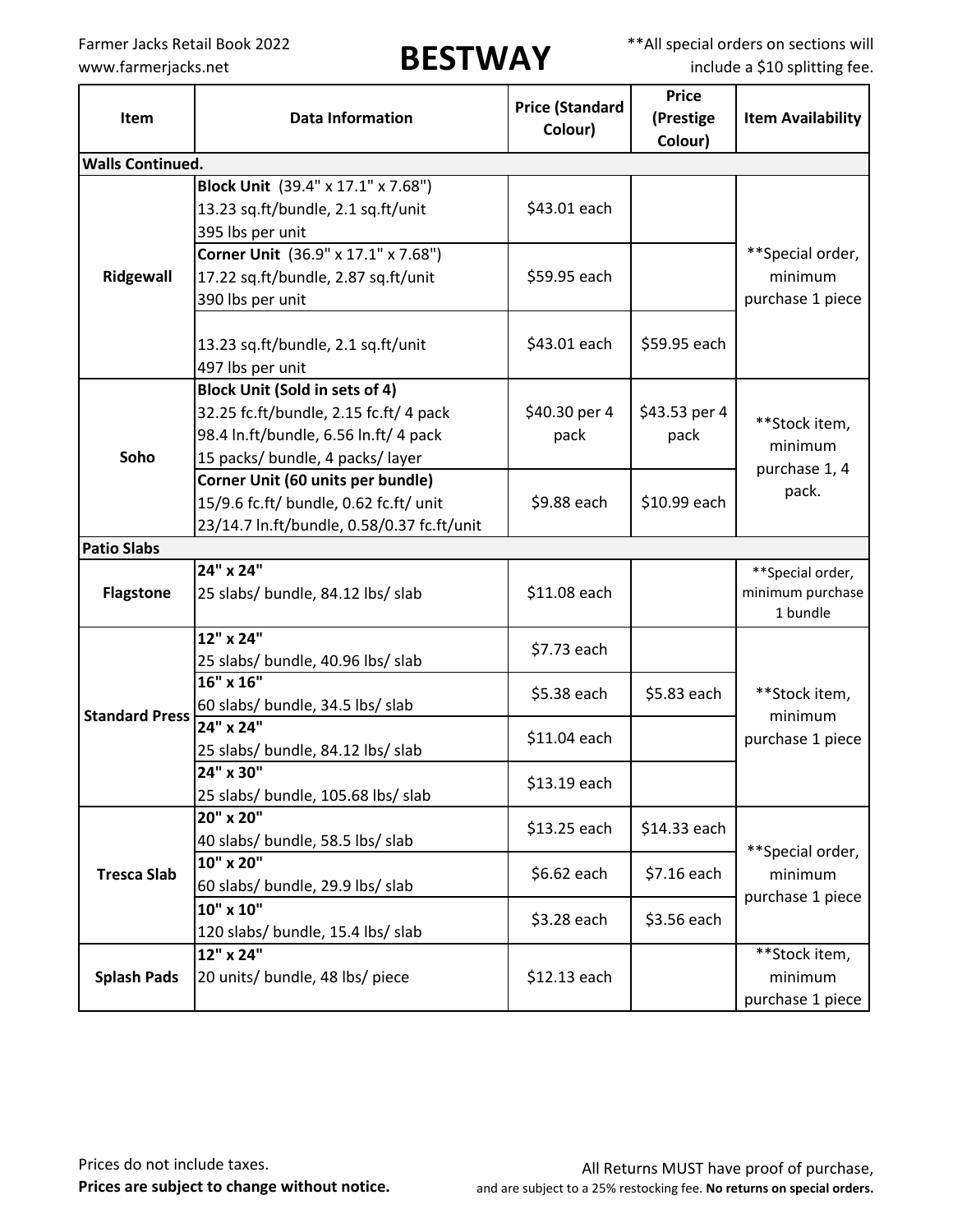# BESTWAY

**All special orders on sections will include a $10 splitting fee.

| Item | Data Information | Price (Standard Colour) | Price (Prestige Colour) | Item Availability |
|---|---|---|---|---|
| **Walls Continued.** | | | | |
| Ridgewall | **Block Unit** (39.4" x 17.1" x 7.68")<br>13.23 sq.ft/bundle, 2.1 sq.ft/unit<br>395 lbs per unit | $43.01 each | | **Special order, minimum purchase 1 piece |
| | **Corner Unit** (36.9" x 17.1" x 7.68")<br>17.22 sq.ft/bundle, 2.87 sq.ft/unit<br>390 lbs per unit | $59.95 each | | |
| | 13.23 sq.ft/bundle, 2.1 sq.ft/unit<br>497 lbs per unit | $43.01 each | $59.95 each | |
| Soho | **Block Unit (Sold in sets of 4)**<br>32.25 fc.ft/bundle, 2.15 fc.ft/ 4 pack<br>98.4 ln.ft/bundle, 6.56 ln.ft/ 4 pack<br>15 packs/ bundle, 4 packs/ layer | $40.30 per 4 pack | $43.53 per 4 pack | **Stock item, minimum purchase 1, 4 pack. |
| | **Corner Unit (60 units per bundle)**<br>15/9.6 fc.ft/ bundle, 0.62 fc.ft/ unit<br>23/14.7 ln.ft/bundle, 0.58/0.37 fc.ft/unit | $9.88 each | $10.99 each | |
| **Patio Slabs** | | | | |
| Flagstone | **24" x 24"**<br>25 slabs/ bundle, 84.12 lbs/ slab | $11.08 each | | **Special order, minimum purchase 1 bundle |
| Standard Press | **12" x 24"**<br>25 slabs/ bundle, 40.96 lbs/ slab | $7.73 each | | **Stock item, minimum purchase 1 piece |
| | **16" x 16"**<br>60 slabs/ bundle, 34.5 lbs/ slab | $5.38 each | $5.83 each | |
| | **24" x 24"**<br>25 slabs/ bundle, 84.12 lbs/ slab | $11.04 each | | |
| | **24" x 30"**<br>25 slabs/ bundle, 105.68 lbs/ slab | $13.19 each | | |
| Tresca Slab | **20" x 20"**<br>40 slabs/ bundle, 58.5 lbs/ slab | $13.25 each | $14.33 each | **Special order, minimum purchase 1 piece |
| | **10" x 20"**<br>60 slabs/ bundle, 29.9 lbs/ slab | $6.62 each | $7.16 each | |
| | **10" x 10"**<br>120 slabs/ bundle, 15.4 lbs/ slab | $3.28 each | $3.56 each | |
| Splash Pads | **12" x 24"**<br>20 units/ bundle, 48 lbs/ piece | $12.13 each | | **Stock item, minimum purchase 1 piece |

Prices do not include taxes.
**Prices are subject to change without notice.**

All Returns MUST have proof of purchase, and are subject to a 25% restocking fee. **No returns on special orders.**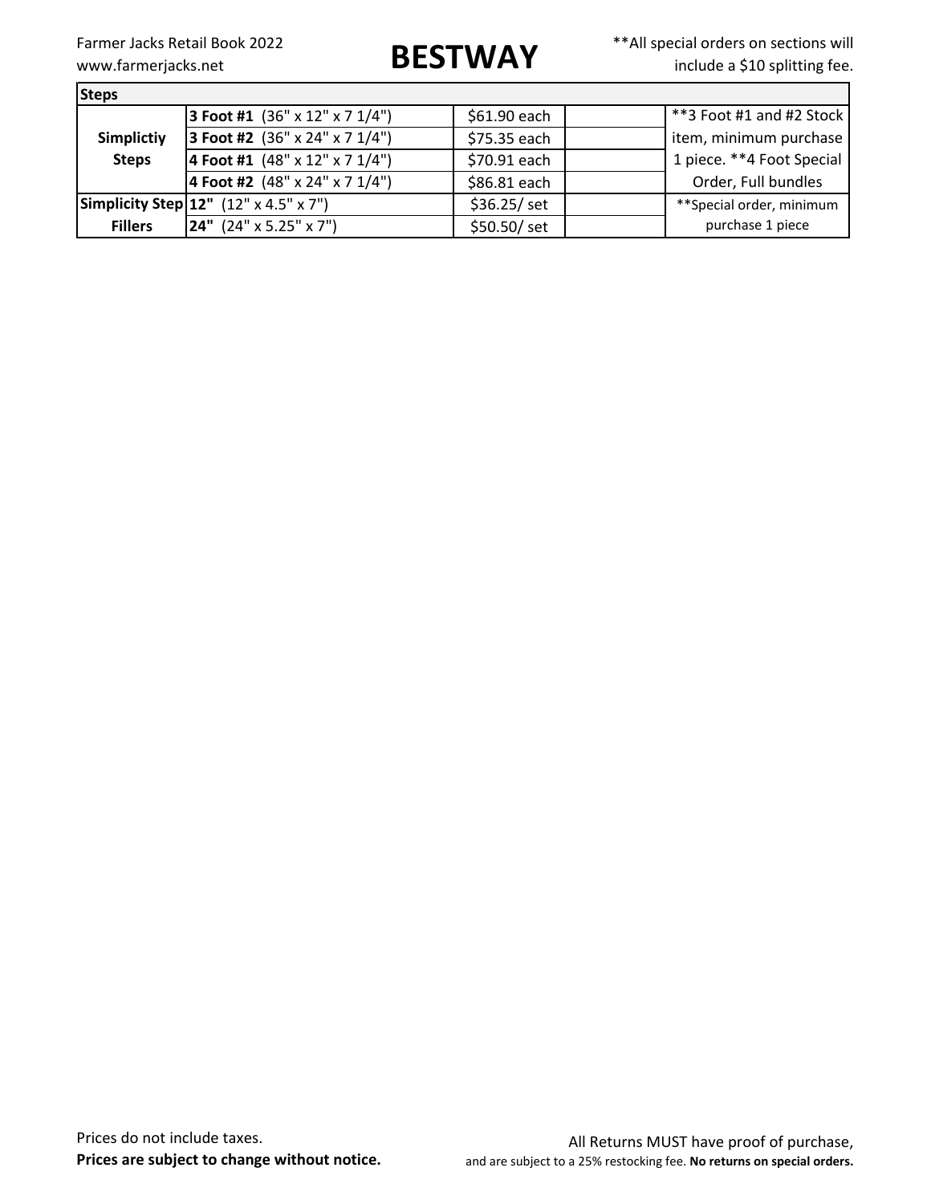Farmer Jacks Retail Book 2022
www.farmerjacks.net

# BESTWAY

**All special orders on sections will include a $10 splitting fee.

| **Steps** | | | | |
|---|---|---|---|---|
| **Simplictiy Steps** | **3 Foot #1** (36" x 12" x 7 1/4") | $61.90 each | | **3 Foot #1 and #2 Stock item, minimum purchase 1 piece. **4 Foot Special Order, Full bundles |
| | **3 Foot #2** (36" x 24" x 7 1/4") | $75.35 each | | |
| | **4 Foot #1** (48" x 12" x 7 1/4") | $70.91 each | | |
| | **4 Foot #2** (48" x 24" x 7 1/4") | $86.81 each | | |
| **Simplicity Step Fillers** | **12"** (12" x 4.5" x 7") | $36.25/ set | | **Special order, minimum purchase 1 piece |
| | **24"** (24" x 5.25" x 7") | $50.50/ set | | |

Prices do not include taxes.
**Prices are subject to change without notice.**

All Returns MUST have proof of purchase, and are subject to a 25% restocking fee. **No returns on special orders.**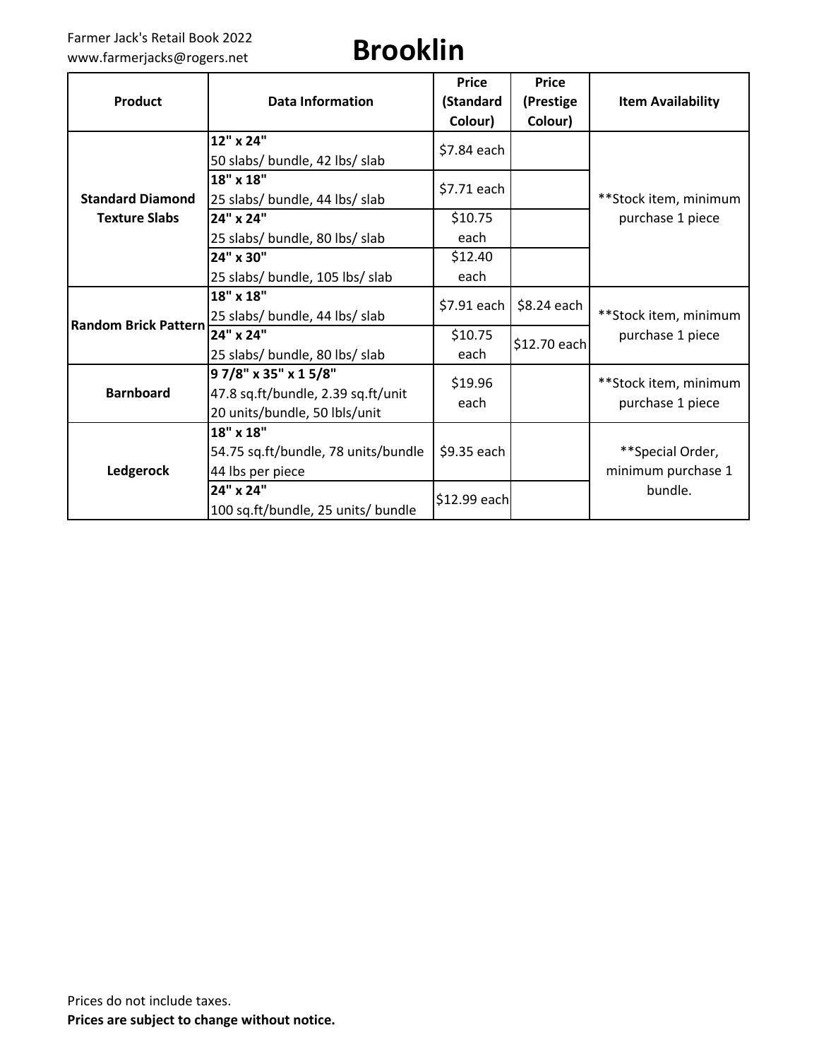Farmer Jack's Retail Book 2022
www.farmerjacks@rogers.net

# Brooklin

| Product | Data Information | Price (Standard Colour) | Price (Prestige Colour) | Item Availability |
|---|---|---|---|---|
| Standard Diamond Texture Slabs | **12" x 24"** 50 slabs/ bundle, 42 lbs/ slab | $7.84 each | | **Stock item, minimum purchase 1 piece |
| | **18" x 18"** 25 slabs/ bundle, 44 lbs/ slab | $7.71 each | | |
| | **24" x 24"** 25 slabs/ bundle, 80 lbs/ slab | $10.75 each | | |
| | **24" x 30"** 25 slabs/ bundle, 105 lbs/ slab | $12.40 each | | |
| Random Brick Pattern | **18" x 18"** 25 slabs/ bundle, 44 lbs/ slab | $7.91 each | $8.24 each | **Stock item, minimum purchase 1 piece |
| | **24" x 24"** 25 slabs/ bundle, 80 lbs/ slab | $10.75 each | $12.70 each | |
| Barnboard | **9 7/8" x 35" x 1 5/8"** 47.8 sq.ft/bundle, 2.39 sq.ft/unit 20 units/bundle, 50 lbls/unit | $19.96 each | | **Stock item, minimum purchase 1 piece |
| Ledgerock | **18" x 18"** 54.75 sq.ft/bundle, 78 units/bundle 44 lbs per piece | $9.35 each | | **Special Order, minimum purchase 1 bundle. |
| | **24" x 24"** 100 sq.ft/bundle, 25 units/ bundle | $12.99 each | | |

Prices do not include taxes.
**Prices are subject to change without notice.**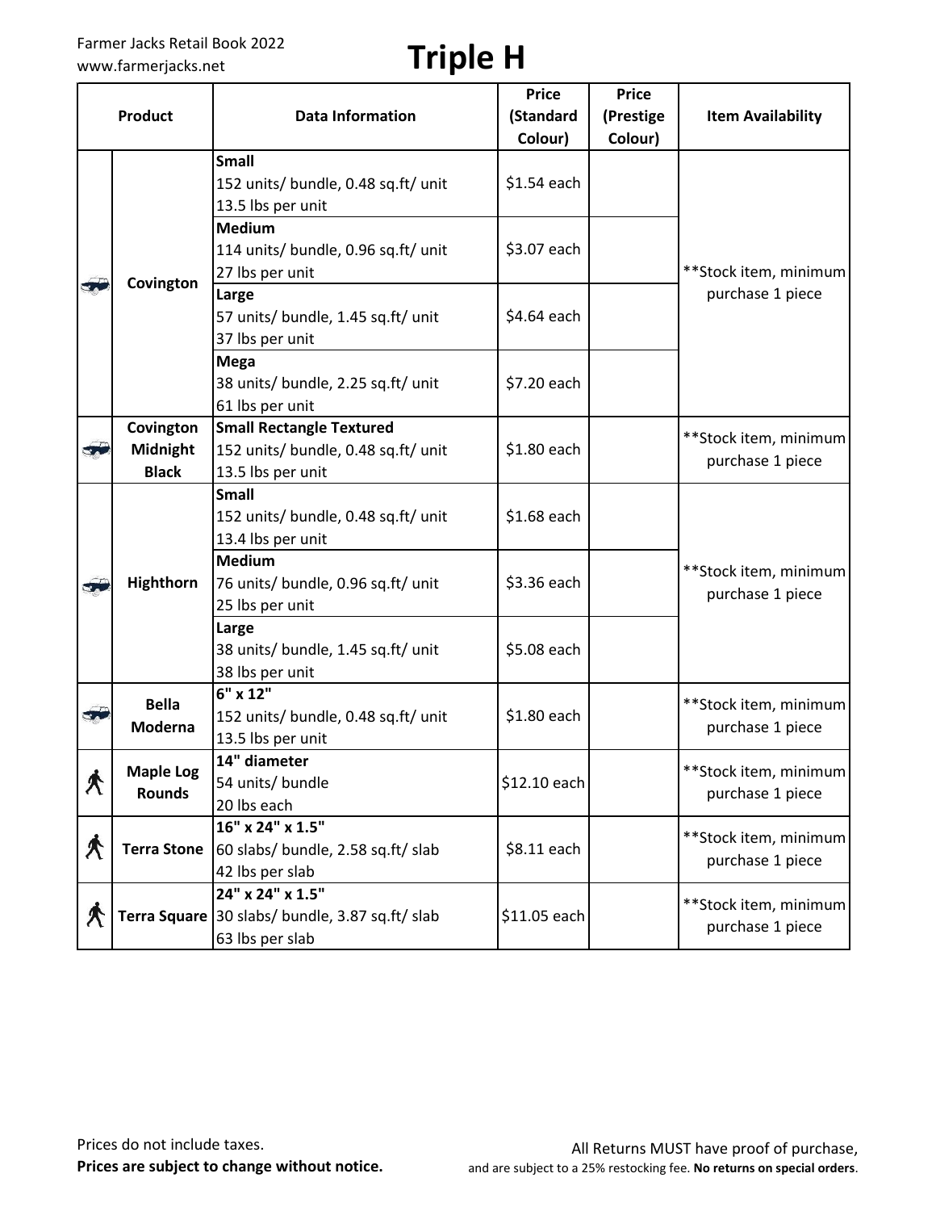Farmer Jacks Retail Book 2022
www.farmerjacks.net

# Triple H

| Product | | Data Information | Price (Standard Colour) | Price (Prestige Colour) | Item Availability |
|---|---|---|---|---|---|
| | Covington | **Small**<br>152 units/ bundle, 0.48 sq.ft/ unit<br>13.5 lbs per unit | $1.54 each | | **Stock item, minimum purchase 1 piece |
| | | **Medium**<br>114 units/ bundle, 0.96 sq.ft/ unit<br>27 lbs per unit | $3.07 each | | |
| | | **Large**<br>57 units/ bundle, 1.45 sq.ft/ unit<br>37 lbs per unit | $4.64 each | | |
| | | **Mega**<br>38 units/ bundle, 2.25 sq.ft/ unit<br>61 lbs per unit | $7.20 each | | |
| | Covington Midnight Black | **Small Rectangle Textured**<br>152 units/ bundle, 0.48 sq.ft/ unit<br>13.5 lbs per unit | $1.80 each | | **Stock item, minimum purchase 1 piece |
| | Highthorn | **Small**<br>152 units/ bundle, 0.48 sq.ft/ unit<br>13.4 lbs per unit | $1.68 each | | **Stock item, minimum purchase 1 piece |
| | | **Medium**<br>76 units/ bundle, 0.96 sq.ft/ unit<br>25 lbs per unit | $3.36 each | | |
| | | **Large**<br>38 units/ bundle, 1.45 sq.ft/ unit<br>38 lbs per unit | $5.08 each | | |
| | Bella Moderna | **6" x 12"**<br>152 units/ bundle, 0.48 sq.ft/ unit<br>13.5 lbs per unit | $1.80 each | | **Stock item, minimum purchase 1 piece |
| | Maple Log Rounds | **14" diameter**<br>54 units/ bundle<br>20 lbs each | $12.10 each | | **Stock item, minimum purchase 1 piece |
| | Terra Stone | **16" x 24" x 1.5"**<br>60 slabs/ bundle, 2.58 sq.ft/ slab<br>42 lbs per slab | $8.11 each | | **Stock item, minimum purchase 1 piece |
| | Terra Square | **24" x 24" x 1.5"**<br>30 slabs/ bundle, 3.87 sq.ft/ slab<br>63 lbs per slab | $11.05 each | | **Stock item, minimum purchase 1 piece |

Prices do not include taxes.
**Prices are subject to change without notice.**

All Returns MUST have proof of purchase, and are subject to a 25% restocking fee. **No returns on special orders**.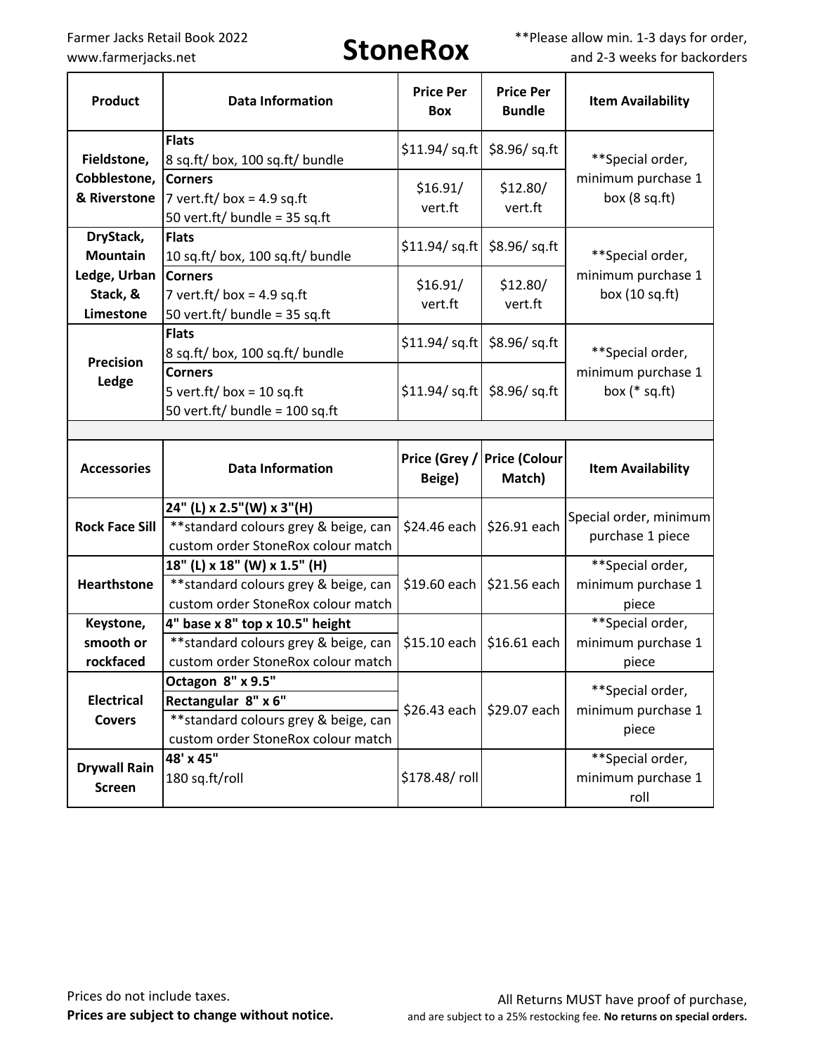Farmer Jacks Retail Book 2022
www.farmerjacks.net

# StoneRox

**Please allow min. 1-3 days for order, and 2-3 weeks for backorders

| Product | Data Information | Price Per Box | Price Per Bundle | Item Availability |
|---|---|---|---|---|
| Fieldstone, Cobblestone, & Riverstone | **Flats**<br>8 sq.ft/ box, 100 sq.ft/ bundle | $11.94/ sq.ft | $8.96/ sq.ft | **Special order, minimum purchase 1 box (8 sq.ft) |
| | **Corners**<br>7 vert.ft/ box = 4.9 sq.ft<br>50 vert.ft/ bundle = 35 sq.ft | $16.91/ vert.ft | $12.80/ vert.ft | |
| DryStack, Mountain Ledge, Urban Stack, & Limestone | **Flats**<br>10 sq.ft/ box, 100 sq.ft/ bundle | $11.94/ sq.ft | $8.96/ sq.ft | **Special order, minimum purchase 1 box (10 sq.ft) |
| | **Corners**<br>7 vert.ft/ box = 4.9 sq.ft<br>50 vert.ft/ bundle = 35 sq.ft | $16.91/ vert.ft | $12.80/ vert.ft | |
| Precision Ledge | **Flats**<br>8 sq.ft/ box, 100 sq.ft/ bundle | $11.94/ sq.ft | $8.96/ sq.ft | **Special order, minimum purchase 1 box (* sq.ft) |
| | **Corners**<br>5 vert.ft/ box = 10 sq.ft<br>50 vert.ft/ bundle = 100 sq.ft | $11.94/ sq.ft | $8.96/ sq.ft | |

| Accessories | Data Information | Price (Grey / Beige) | Price (Colour Match) | Item Availability |
|---|---|---|---|---|
| Rock Face Sill | **24" (L) x 2.5"(W) x 3"(H)**<br>**standard colours grey & beige, can custom order StoneRox colour match | $24.46 each | $26.91 each | Special order, minimum purchase 1 piece |
| Hearthstone | **18" (L) x 18" (W) x 1.5" (H)**<br>**standard colours grey & beige, can custom order StoneRox colour match | $19.60 each | $21.56 each | **Special order, minimum purchase 1 piece |
| Keystone, smooth or rockfaced | **4" base x 8" top x 10.5" height**<br>**standard colours grey & beige, can custom order StoneRox colour match | $15.10 each | $16.61 each | **Special order, minimum purchase 1 piece |
| Electrical Covers | **Octagon 8" x 9.5"**<br>**Rectangular 8" x 6"**<br>**standard colours grey & beige, can custom order StoneRox colour match | $26.43 each | $29.07 each | **Special order, minimum purchase 1 piece |
| Drywall Rain Screen | **48' x 45"**<br>180 sq.ft/roll | $178.48/ roll | | **Special order, minimum purchase 1 roll |

Prices do not include taxes.
**Prices are subject to change without notice.**

All Returns MUST have proof of purchase, and are subject to a 25% restocking fee. **No returns on special orders.**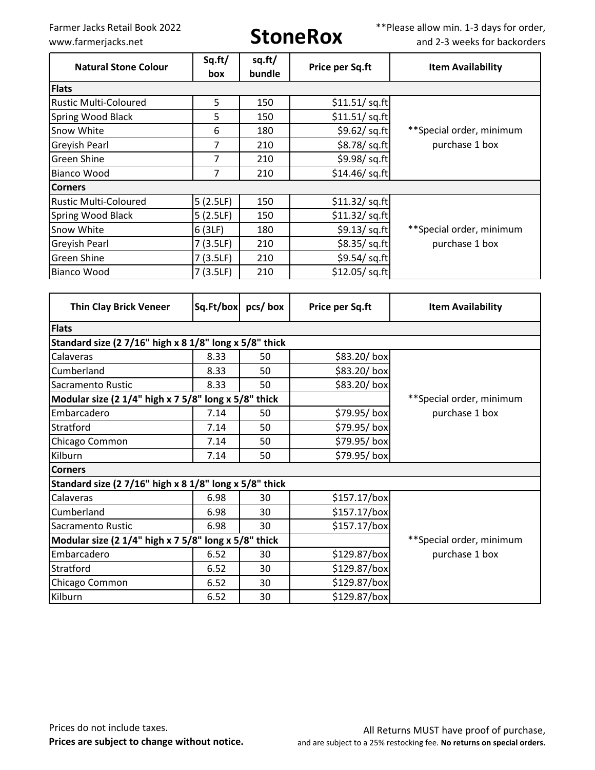Farmer Jacks Retail Book 2022
www.farmerjacks.net

# StoneRox

**Please allow min. 1-3 days for order, and 2-3 weeks for backorders

| Natural Stone Colour | Sq.ft/ box | sq.ft/ bundle | Price per Sq.ft | Item Availability |
|---|---|---|---|---|
| **Flats** | | | | |
| Rustic Multi-Coloured | 5 | 150 | $11.51/ sq.ft | **Special order, minimum purchase 1 box |
| Spring Wood Black | 5 | 150 | $11.51/ sq.ft | |
| Snow White | 6 | 180 | $9.62/ sq.ft | |
| Greyish Pearl | 7 | 210 | $8.78/ sq.ft | |
| Green Shine | 7 | 210 | $9.98/ sq.ft | |
| Bianco Wood | 7 | 210 | $14.46/ sq.ft | |
| **Corners** | | | | |
| Rustic Multi-Coloured | 5 (2.5LF) | 150 | $11.32/ sq.ft | **Special order, minimum purchase 1 box |
| Spring Wood Black | 5 (2.5LF) | 150 | $11.32/ sq.ft | |
| Snow White | 6 (3LF) | 180 | $9.13/ sq.ft | |
| Greyish Pearl | 7 (3.5LF) | 210 | $8.35/ sq.ft | |
| Green Shine | 7 (3.5LF) | 210 | $9.54/ sq.ft | |
| Bianco Wood | 7 (3.5LF) | 210 | $12.05/ sq.ft | |

| Thin Clay Brick Veneer | Sq.Ft/box | pcs/ box | Price per Sq.ft | Item Availability |
|---|---|---|---|---|
| **Flats** | | | | |
| **Standard size (2 7/16" high x 8 1/8" long x 5/8" thick** | | | | |
| Calaveras | 8.33 | 50 | $83.20/ box | **Special order, minimum purchase 1 box |
| Cumberland | 8.33 | 50 | $83.20/ box | |
| Sacramento Rustic | 8.33 | 50 | $83.20/ box | |
| **Modular size (2 1/4" high x 7 5/8" long x 5/8" thick** | | | | |
| Embarcadero | 7.14 | 50 | $79.95/ box | |
| Stratford | 7.14 | 50 | $79.95/ box | |
| Chicago Common | 7.14 | 50 | $79.95/ box | |
| Kilburn | 7.14 | 50 | $79.95/ box | |
| **Corners** | | | | |
| **Standard size (2 7/16" high x 8 1/8" long x 5/8" thick** | | | | |
| Calaveras | 6.98 | 30 | $157.17/box | **Special order, minimum purchase 1 box |
| Cumberland | 6.98 | 30 | $157.17/box | |
| Sacramento Rustic | 6.98 | 30 | $157.17/box | |
| **Modular size (2 1/4" high x 7 5/8" long x 5/8" thick** | | | | |
| Embarcadero | 6.52 | 30 | $129.87/box | |
| Stratford | 6.52 | 30 | $129.87/box | |
| Chicago Common | 6.52 | 30 | $129.87/box | |
| Kilburn | 6.52 | 30 | $129.87/box | |

Prices do not include taxes.
**Prices are subject to change without notice.**

All Returns MUST have proof of purchase, and are subject to a 25% restocking fee. **No returns on special orders.**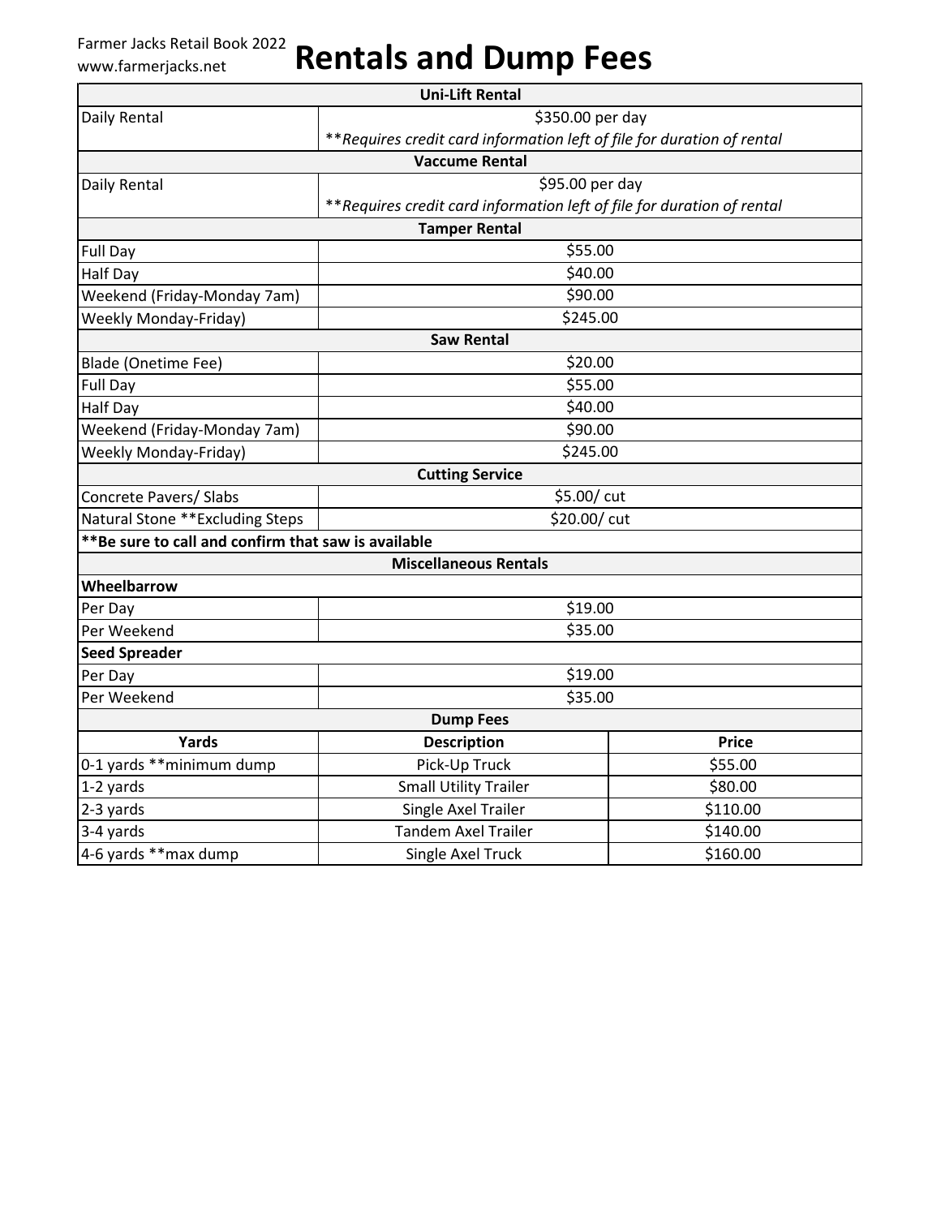Farmer Jacks Retail Book 2022
www.farmerjacks.net

# Rentals and Dump Fees

| Uni-Lift Rental | |
|---|---|
| Daily Rental | $350.00 per day<br>***Requires credit card information left of file for duration of rental* |

| Vaccume Rental | |
|---|---|
| Daily Rental | $95.00 per day<br>***Requires credit card information left of file for duration of rental* |

| Tamper Rental | |
|---|---|
| Full Day | $55.00 |
| Half Day | $40.00 |
| Weekend (Friday-Monday 7am) | $90.00 |
| Weekly Monday-Friday) | $245.00 |

| Saw Rental | |
|---|---|
| Blade (Onetime Fee) | $20.00 |
| Full Day | $55.00 |
| Half Day | $40.00 |
| Weekend (Friday-Monday 7am) | $90.00 |
| Weekly Monday-Friday) | $245.00 |

| Cutting Service | |
|---|---|
| Concrete Pavers/ Slabs | $5.00/ cut |
| Natural Stone **Excluding Steps | $20.00/ cut |

****Be sure to call and confirm that saw is available**

| Miscellaneous Rentals | |
|---|---|
| **Wheelbarrow** | |
| Per Day | $19.00 |
| Per Weekend | $35.00 |
| **Seed Spreader** | |
| Per Day | $19.00 |
| Per Weekend | $35.00 |

**Dump Fees**

| Yards | Description | Price |
|---|---|---|
| 0-1 yards **minimum dump | Pick-Up Truck | $55.00 |
| 1-2 yards | Small Utility Trailer | $80.00 |
| 2-3 yards | Single Axel Trailer | $110.00 |
| 3-4 yards | Tandem Axel Trailer | $140.00 |
| 4-6 yards **max dump | Single Axel Truck | $160.00 |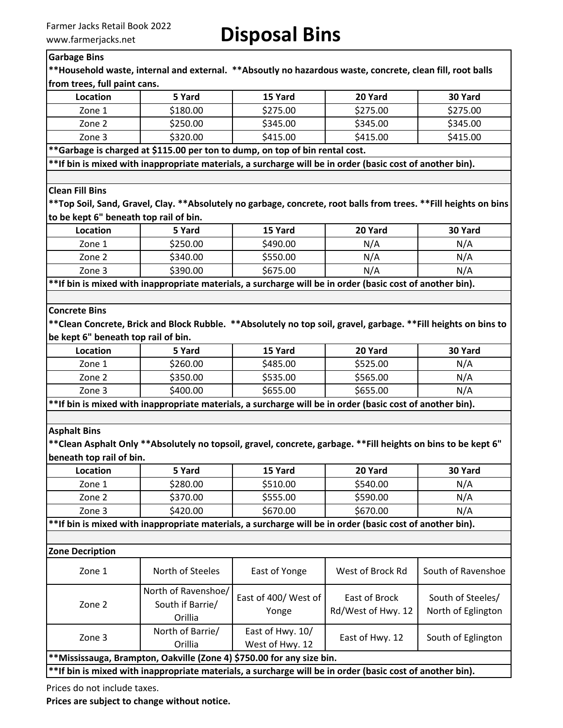# Disposal Bins

| Garbage Bins | | | | |
|---|---|---|---|---|
| **Household waste, internal and external. **Absoutly no hazardous waste, concrete, clean fill, root balls from trees, full paint cans. | | | | |
| **Location** | **5 Yard** | **15 Yard** | **20 Yard** | **30 Yard** |
| Zone 1 | $180.00 | $275.00 | $275.00 | $275.00 |
| Zone 2 | $250.00 | $345.00 | $345.00 | $345.00 |
| Zone 3 | $320.00 | $415.00 | $415.00 | $415.00 |
| **Garbage is charged at $115.00 per ton to dump, on top of bin rental cost. | | | | |
| **If bin is mixed with inappropriate materials, a surcharge will be in order (basic cost of another bin). | | | | |

| Clean Fill Bins | | | | |
|---|---|---|---|---|
| **Top Soil, Sand, Gravel, Clay. **Absolutely no garbage, concrete, root balls from trees. **Fill heights on bins to be kept 6" beneath top rail of bin. | | | | |
| **Location** | **5 Yard** | **15 Yard** | **20 Yard** | **30 Yard** |
| Zone 1 | $250.00 | $490.00 | N/A | N/A |
| Zone 2 | $340.00 | $550.00 | N/A | N/A |
| Zone 3 | $390.00 | $675.00 | N/A | N/A |
| **If bin is mixed with inappropriate materials, a surcharge will be in order (basic cost of another bin). | | | | |

| Concrete Bins | | | | |
|---|---|---|---|---|
| **Clean Concrete, Brick and Block Rubble. **Absolutely no top soil, gravel, garbage. **Fill heights on bins to be kept 6" beneath top rail of bin. | | | | |
| **Location** | **5 Yard** | **15 Yard** | **20 Yard** | **30 Yard** |
| Zone 1 | $260.00 | $485.00 | $525.00 | N/A |
| Zone 2 | $350.00 | $535.00 | $565.00 | N/A |
| Zone 3 | $400.00 | $655.00 | $655.00 | N/A |
| **If bin is mixed with inappropriate materials, a surcharge will be in order (basic cost of another bin). | | | | |

| Asphalt Bins | | | | |
|---|---|---|---|---|
| **Clean Asphalt Only **Absolutely no topsoil, gravel, concrete, garbage. **Fill heights on bins to be kept 6" beneath top rail of bin. | | | | |
| **Location** | **5 Yard** | **15 Yard** | **20 Yard** | **30 Yard** |
| Zone 1 | $280.00 | $510.00 | $540.00 | N/A |
| Zone 2 | $370.00 | $555.00 | $590.00 | N/A |
| Zone 3 | $420.00 | $670.00 | $670.00 | N/A |
| **If bin is mixed with inappropriate materials, a surcharge will be in order (basic cost of another bin). | | | | |

| Zone Decription | | | | |
|---|---|---|---|---|
| Zone 1 | North of Steeles | East of Yonge | West of Brock Rd | South of Ravenshoe |
| Zone 2 | North of Ravenshoe/ South if Barrie/ Orillia | East of 400/ West of Yonge | East of Brock Rd/West of Hwy. 12 | South of Steeles/ North of Eglington |
| Zone 3 | North of Barrie/ Orillia | East of Hwy. 10/ West of Hwy. 12 | East of Hwy. 12 | South of Eglington |
| **Mississauga, Brampton, Oakville (Zone 4) $750.00 for any size bin. | | | | |
| **If bin is mixed with inappropriate materials, a surcharge will be in order (basic cost of another bin). | | | | |

Prices do not include taxes.

**Prices are subject to change without notice.**